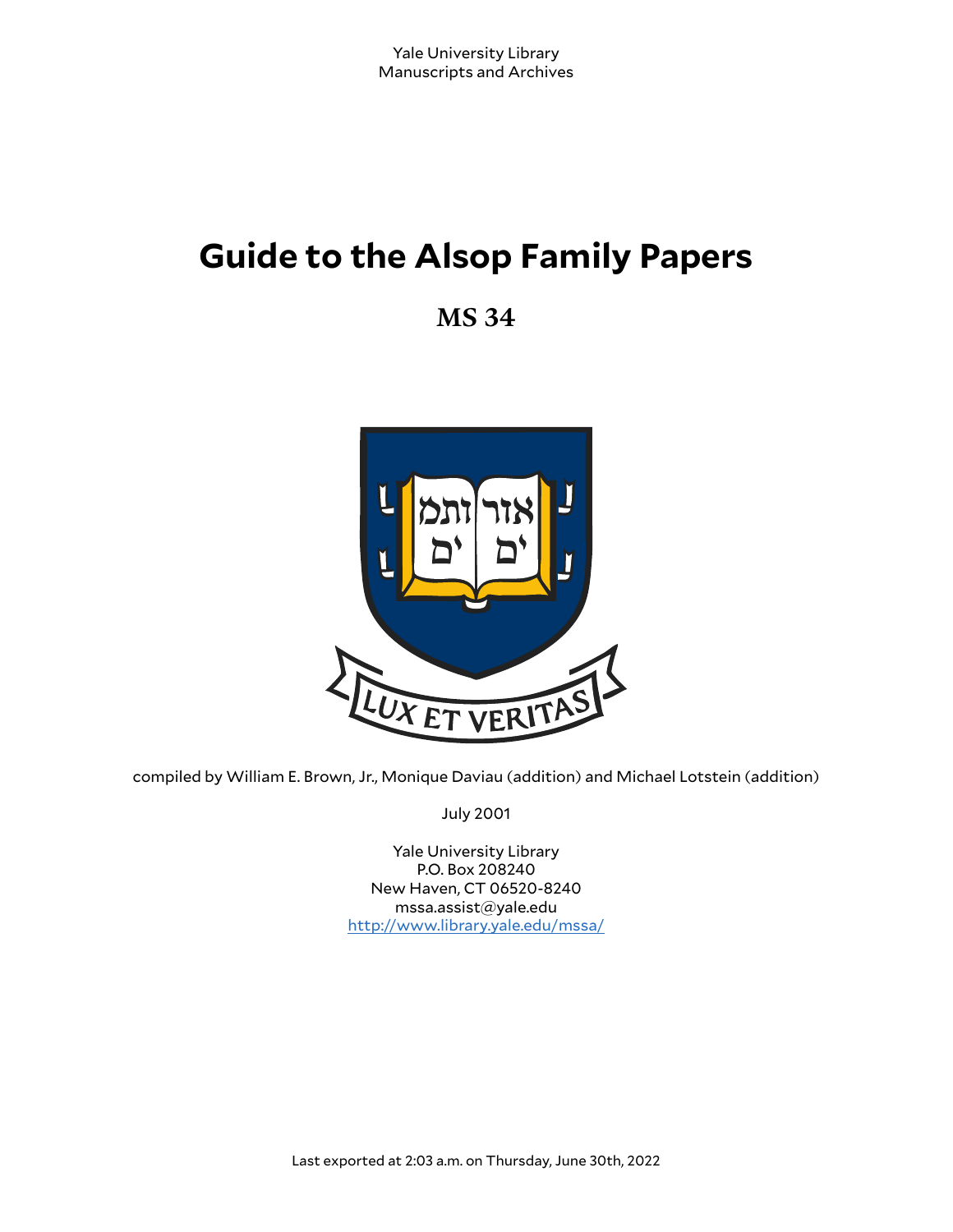Yale University Library
Manuscripts and Archives

# Guide to the Alsop Family Papers

## MS 34

compiled by William E. Brown, Jr., Monique Daviau (addition) and Michael Lotstein (addition)

July 2001

Yale University Library
P.O. Box 208240
New Haven, CT 06520-8240
mssa.assist@yale.edu
http://www.library.yale.edu/mssa/

Last exported at 2:03 a.m. on Thursday, June 30th, 2022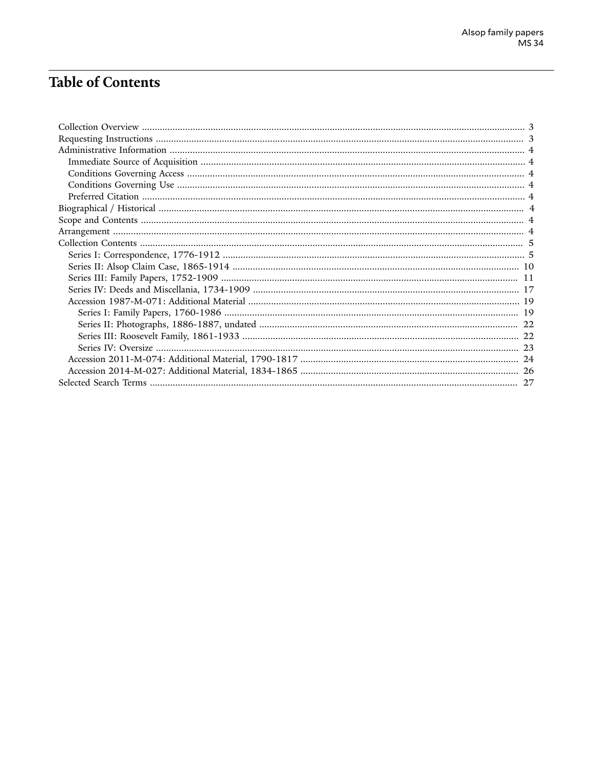# Table of Contents

- Collection Overview ..... 3
- Requesting Instructions ..... 3
- Administrative Information ..... 4
  - Immediate Source of Acquisition ..... 4
  - Conditions Governing Access ..... 4
  - Conditions Governing Use ..... 4
  - Preferred Citation ..... 4
- Biographical / Historical ..... 4
- Scope and Contents ..... 4
- Arrangement ..... 4
- Collection Contents ..... 5
  - Series I: Correspondence, 1776-1912 ..... 5
  - Series II: Alsop Claim Case, 1865-1914 ..... 10
  - Series III: Family Papers, 1752-1909 ..... 11
  - Series IV: Deeds and Miscellania, 1734-1909 ..... 17
  - Accession 1987-M-071: Additional Material ..... 19
    - Series I: Family Papers, 1760-1986 ..... 19
    - Series II: Photographs, 1886-1887, undated ..... 22
    - Series III: Roosevelt Family, 1861-1933 ..... 22
    - Series IV: Oversize ..... 23
  - Accession 2011-M-074: Additional Material, 1790-1817 ..... 24
  - Accession 2014-M-027: Additional Material, 1834-1865 ..... 26
- Selected Search Terms ..... 27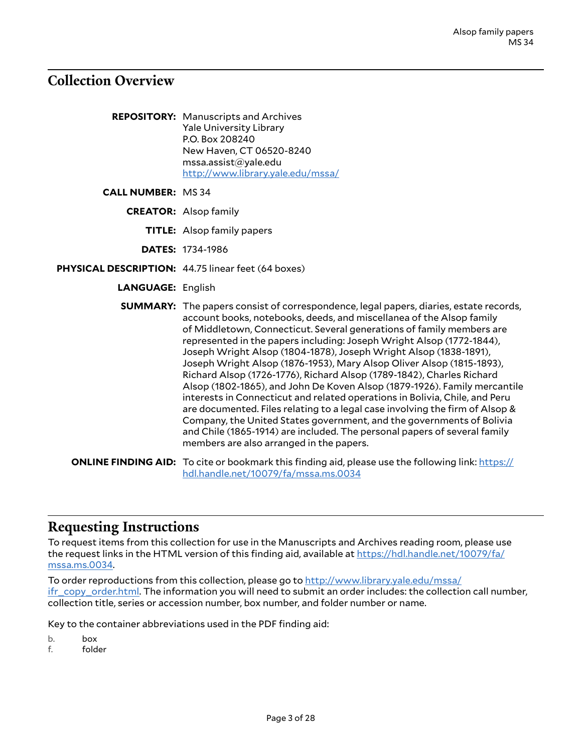## Collection Overview

**REPOSITORY:** Manuscripts and Archives
Yale University Library
P.O. Box 208240
New Haven, CT 06520-8240
mssa.assist@yale.edu
http://www.library.yale.edu/mssa/

**CALL NUMBER:** MS 34

**CREATOR:** Alsop family

**TITLE:** Alsop family papers

**DATES:** 1734-1986

**PHYSICAL DESCRIPTION:** 44.75 linear feet (64 boxes)

**LANGUAGE:** English

**SUMMARY:** The papers consist of correspondence, legal papers, diaries, estate records, account books, notebooks, deeds, and miscellanea of the Alsop family of Middletown, Connecticut. Several generations of family members are represented in the papers including: Joseph Wright Alsop (1772-1844), Joseph Wright Alsop (1804-1878), Joseph Wright Alsop (1838-1891), Joseph Wright Alsop (1876-1953), Mary Alsop Oliver Alsop (1815-1893), Richard Alsop (1726-1776), Richard Alsop (1789-1842), Charles Richard Alsop (1802-1865), and John De Koven Alsop (1879-1926). Family mercantile interests in Connecticut and related operations in Bolivia, Chile, and Peru are documented. Files relating to a legal case involving the firm of Alsop & Company, the United States government, and the governments of Bolivia and Chile (1865-1914) are included. The personal papers of several family members are also arranged in the papers.

**ONLINE FINDING AID:** To cite or bookmark this finding aid, please use the following link: https://hdl.handle.net/10079/fa/mssa.ms.0034

## Requesting Instructions

To request items from this collection for use in the Manuscripts and Archives reading room, please use the request links in the HTML version of this finding aid, available at https://hdl.handle.net/10079/fa/mssa.ms.0034.

To order reproductions from this collection, please go to http://www.library.yale.edu/mssa/ifr_copy_order.html. The information you will need to submit an order includes: the collection call number, collection title, series or accession number, box number, and folder number or name.

Key to the container abbreviations used in the PDF finding aid:

b. box
f. folder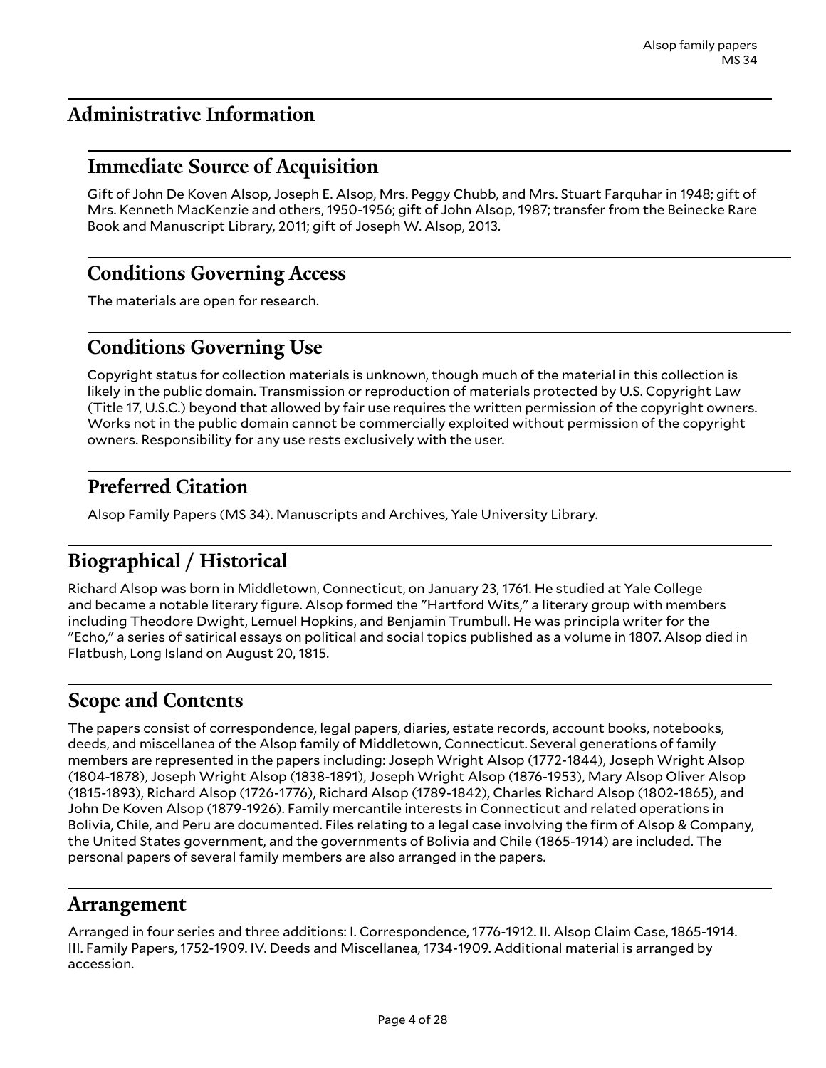## Administrative Information

### Immediate Source of Acquisition

Gift of John De Koven Alsop, Joseph E. Alsop, Mrs. Peggy Chubb, and Mrs. Stuart Farquhar in 1948; gift of Mrs. Kenneth MacKenzie and others, 1950-1956; gift of John Alsop, 1987; transfer from the Beinecke Rare Book and Manuscript Library, 2011; gift of Joseph W. Alsop, 2013.

### Conditions Governing Access

The materials are open for research.

### Conditions Governing Use

Copyright status for collection materials is unknown, though much of the material in this collection is likely in the public domain. Transmission or reproduction of materials protected by U.S. Copyright Law (Title 17, U.S.C.) beyond that allowed by fair use requires the written permission of the copyright owners. Works not in the public domain cannot be commercially exploited without permission of the copyright owners. Responsibility for any use rests exclusively with the user.

### Preferred Citation

Alsop Family Papers (MS 34). Manuscripts and Archives, Yale University Library.

## Biographical / Historical

Richard Alsop was born in Middletown, Connecticut, on January 23, 1761. He studied at Yale College and became a notable literary figure. Alsop formed the "Hartford Wits," a literary group with members including Theodore Dwight, Lemuel Hopkins, and Benjamin Trumbull. He was principla writer for the "Echo," a series of satirical essays on political and social topics published as a volume in 1807. Alsop died in Flatbush, Long Island on August 20, 1815.

## Scope and Contents

The papers consist of correspondence, legal papers, diaries, estate records, account books, notebooks, deeds, and miscellanea of the Alsop family of Middletown, Connecticut. Several generations of family members are represented in the papers including: Joseph Wright Alsop (1772-1844), Joseph Wright Alsop (1804-1878), Joseph Wright Alsop (1838-1891), Joseph Wright Alsop (1876-1953), Mary Alsop Oliver Alsop (1815-1893), Richard Alsop (1726-1776), Richard Alsop (1789-1842), Charles Richard Alsop (1802-1865), and John De Koven Alsop (1879-1926). Family mercantile interests in Connecticut and related operations in Bolivia, Chile, and Peru are documented. Files relating to a legal case involving the firm of Alsop & Company, the United States government, and the governments of Bolivia and Chile (1865-1914) are included. The personal papers of several family members are also arranged in the papers.

## Arrangement

Arranged in four series and three additions: I. Correspondence, 1776-1912. II. Alsop Claim Case, 1865-1914. III. Family Papers, 1752-1909. IV. Deeds and Miscellanea, 1734-1909. Additional material is arranged by accession.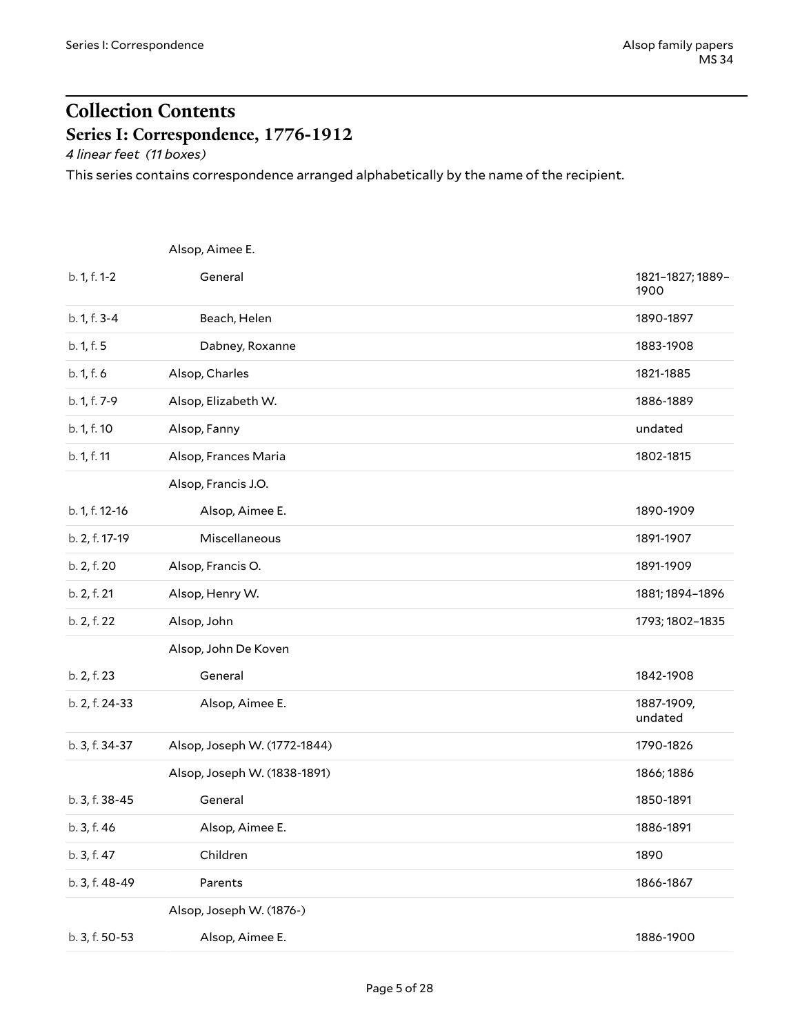# Collection Contents

## Series I: Correspondence, 1776-1912

*4 linear feet (11 boxes)*

This series contains correspondence arranged alphabetically by the name of the recipient.

| Location | Title | Date |
|---|---|---|
| | Alsop, Aimee E. | |
| b. 1, f. 1-2 | General | 1821–1827; 1889–1900 |
| b. 1, f. 3-4 | Beach, Helen | 1890-1897 |
| b. 1, f. 5 | Dabney, Roxanne | 1883-1908 |
| b. 1, f. 6 | Alsop, Charles | 1821-1885 |
| b. 1, f. 7-9 | Alsop, Elizabeth W. | 1886-1889 |
| b. 1, f. 10 | Alsop, Fanny | undated |
| b. 1, f. 11 | Alsop, Frances Maria | 1802-1815 |
| | Alsop, Francis J.O. | |
| b. 1, f. 12-16 | Alsop, Aimee E. | 1890-1909 |
| b. 2, f. 17-19 | Miscellaneous | 1891-1907 |
| b. 2, f. 20 | Alsop, Francis O. | 1891-1909 |
| b. 2, f. 21 | Alsop, Henry W. | 1881; 1894–1896 |
| b. 2, f. 22 | Alsop, John | 1793; 1802–1835 |
| | Alsop, John De Koven | |
| b. 2, f. 23 | General | 1842-1908 |
| b. 2, f. 24-33 | Alsop, Aimee E. | 1887-1909, undated |
| b. 3, f. 34-37 | Alsop, Joseph W. (1772-1844) | 1790-1826 |
| | Alsop, Joseph W. (1838-1891) | 1866; 1886 |
| b. 3, f. 38-45 | General | 1850-1891 |
| b. 3, f. 46 | Alsop, Aimee E. | 1886-1891 |
| b. 3, f. 47 | Children | 1890 |
| b. 3, f. 48-49 | Parents | 1866-1867 |
| | Alsop, Joseph W. (1876-) | |
| b. 3, f. 50-53 | Alsop, Aimee E. | 1886-1900 |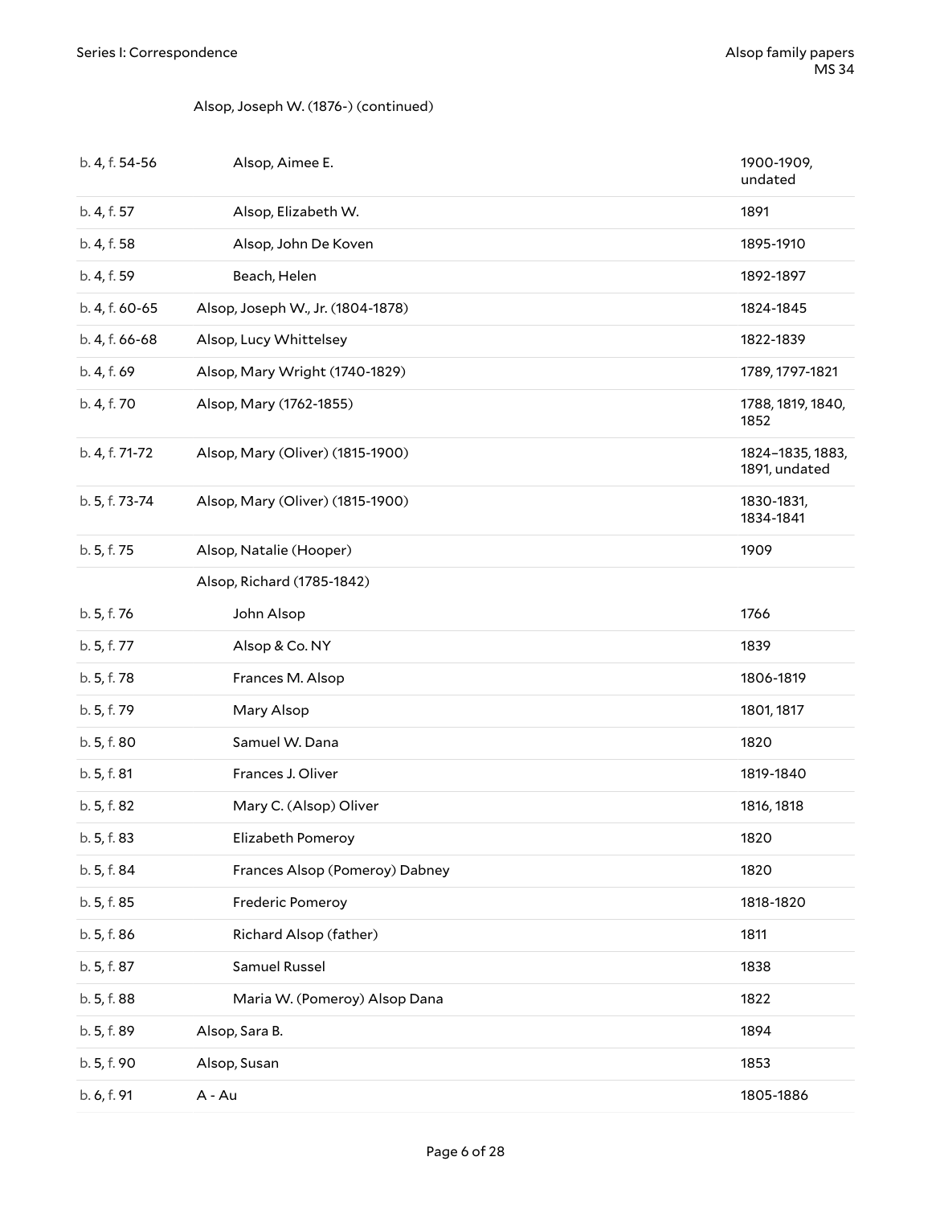Alsop, Joseph W. (1876-) (continued)

| | | |
|---|---|---|
| b. 4, f. 54-56 | Alsop, Aimee E. | 1900-1909, undated |
| b. 4, f. 57 | Alsop, Elizabeth W. | 1891 |
| b. 4, f. 58 | Alsop, John De Koven | 1895-1910 |
| b. 4, f. 59 | Beach, Helen | 1892-1897 |
| b. 4, f. 60-65 | Alsop, Joseph W., Jr. (1804-1878) | 1824-1845 |
| b. 4, f. 66-68 | Alsop, Lucy Whittelsey | 1822-1839 |
| b. 4, f. 69 | Alsop, Mary Wright (1740-1829) | 1789, 1797-1821 |
| b. 4, f. 70 | Alsop, Mary (1762-1855) | 1788, 1819, 1840, 1852 |
| b. 4, f. 71-72 | Alsop, Mary (Oliver) (1815-1900) | 1824–1835, 1883, 1891, undated |
| b. 5, f. 73-74 | Alsop, Mary (Oliver) (1815-1900) | 1830-1831, 1834-1841 |
| b. 5, f. 75 | Alsop, Natalie (Hooper) | 1909 |
| | Alsop, Richard (1785-1842) | |
| b. 5, f. 76 | John Alsop | 1766 |
| b. 5, f. 77 | Alsop & Co. NY | 1839 |
| b. 5, f. 78 | Frances M. Alsop | 1806-1819 |
| b. 5, f. 79 | Mary Alsop | 1801, 1817 |
| b. 5, f. 80 | Samuel W. Dana | 1820 |
| b. 5, f. 81 | Frances J. Oliver | 1819-1840 |
| b. 5, f. 82 | Mary C. (Alsop) Oliver | 1816, 1818 |
| b. 5, f. 83 | Elizabeth Pomeroy | 1820 |
| b. 5, f. 84 | Frances Alsop (Pomeroy) Dabney | 1820 |
| b. 5, f. 85 | Frederic Pomeroy | 1818-1820 |
| b. 5, f. 86 | Richard Alsop (father) | 1811 |
| b. 5, f. 87 | Samuel Russel | 1838 |
| b. 5, f. 88 | Maria W. (Pomeroy) Alsop Dana | 1822 |
| b. 5, f. 89 | Alsop, Sara B. | 1894 |
| b. 5, f. 90 | Alsop, Susan | 1853 |
| b. 6, f. 91 | A - Au | 1805-1886 |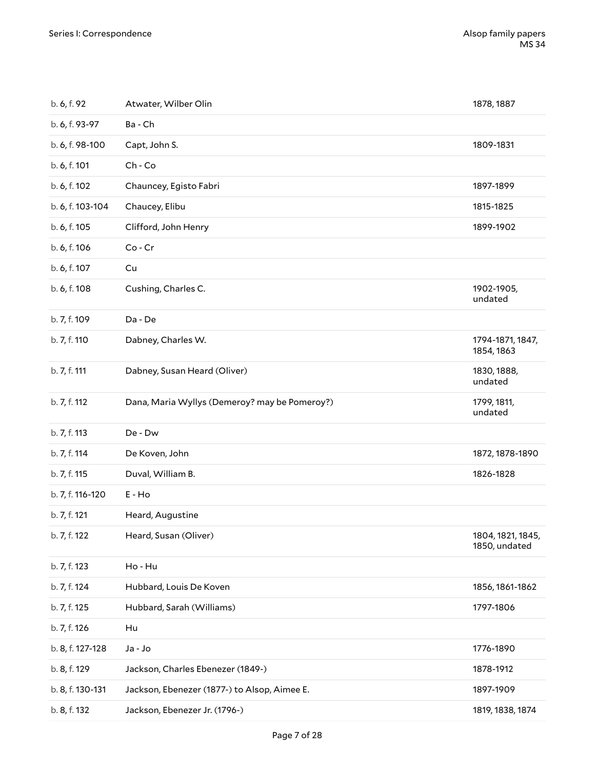| | | |
|---|---|---|
| b. 6, f. 92 | Atwater, Wilber Olin | 1878, 1887 |
| b. 6, f. 93-97 | Ba - Ch | |
| b. 6, f. 98-100 | Capt, John S. | 1809-1831 |
| b. 6, f. 101 | Ch - Co | |
| b. 6, f. 102 | Chauncey, Egisto Fabri | 1897-1899 |
| b. 6, f. 103-104 | Chaucey, Elibu | 1815-1825 |
| b. 6, f. 105 | Clifford, John Henry | 1899-1902 |
| b. 6, f. 106 | Co - Cr | |
| b. 6, f. 107 | Cu | |
| b. 6, f. 108 | Cushing, Charles C. | 1902-1905, undated |
| b. 7, f. 109 | Da - De | |
| b. 7, f. 110 | Dabney, Charles W. | 1794-1871, 1847, 1854, 1863 |
| b. 7, f. 111 | Dabney, Susan Heard (Oliver) | 1830, 1888, undated |
| b. 7, f. 112 | Dana, Maria Wyllys (Demeroy? may be Pomeroy?) | 1799, 1811, undated |
| b. 7, f. 113 | De - Dw | |
| b. 7, f. 114 | De Koven, John | 1872, 1878-1890 |
| b. 7, f. 115 | Duval, William B. | 1826-1828 |
| b. 7, f. 116-120 | E - Ho | |
| b. 7, f. 121 | Heard, Augustine | |
| b. 7, f. 122 | Heard, Susan (Oliver) | 1804, 1821, 1845, 1850, undated |
| b. 7, f. 123 | Ho - Hu | |
| b. 7, f. 124 | Hubbard, Louis De Koven | 1856, 1861-1862 |
| b. 7, f. 125 | Hubbard, Sarah (Williams) | 1797-1806 |
| b. 7, f. 126 | Hu | |
| b. 8, f. 127-128 | Ja - Jo | 1776-1890 |
| b. 8, f. 129 | Jackson, Charles Ebenezer (1849-) | 1878-1912 |
| b. 8, f. 130-131 | Jackson, Ebenezer (1877-) to Alsop, Aimee E. | 1897-1909 |
| b. 8, f. 132 | Jackson, Ebenezer Jr. (1796-) | 1819, 1838, 1874 |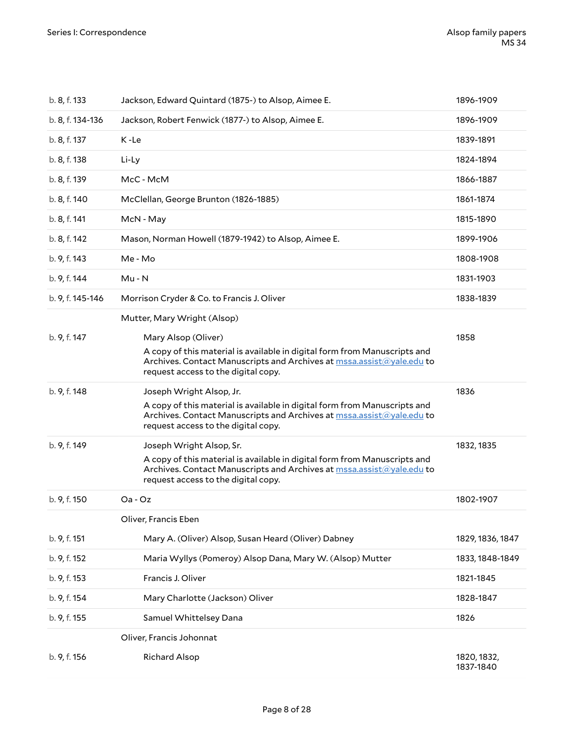| | | |
|---|---|---|
| b. 8, f. 133 | Jackson, Edward Quintard (1875-) to Alsop, Aimee E. | 1896-1909 |
| b. 8, f. 134-136 | Jackson, Robert Fenwick (1877-) to Alsop, Aimee E. | 1896-1909 |
| b. 8, f. 137 | K -Le | 1839-1891 |
| b. 8, f. 138 | Li-Ly | 1824-1894 |
| b. 8, f. 139 | McC - McM | 1866-1887 |
| b. 8, f. 140 | McClellan, George Brunton (1826-1885) | 1861-1874 |
| b. 8, f. 141 | McN - May | 1815-1890 |
| b. 8, f. 142 | Mason, Norman Howell (1879-1942) to Alsop, Aimee E. | 1899-1906 |
| b. 9, f. 143 | Me - Mo | 1808-1908 |
| b. 9, f. 144 | Mu - N | 1831-1903 |
| b. 9, f. 145-146 | Morrison Cryder & Co. to Francis J. Oliver | 1838-1839 |
| | Mutter, Mary Wright (Alsop) | |
| b. 9, f. 147 | Mary Alsop (Oliver)<br>A copy of this material is available in digital form from Manuscripts and Archives. Contact Manuscripts and Archives at mssa.assist@yale.edu to request access to the digital copy. | 1858 |
| b. 9, f. 148 | Joseph Wright Alsop, Jr.<br>A copy of this material is available in digital form from Manuscripts and Archives. Contact Manuscripts and Archives at mssa.assist@yale.edu to request access to the digital copy. | 1836 |
| b. 9, f. 149 | Joseph Wright Alsop, Sr.<br>A copy of this material is available in digital form from Manuscripts and Archives. Contact Manuscripts and Archives at mssa.assist@yale.edu to request access to the digital copy. | 1832, 1835 |
| b. 9, f. 150 | Oa - Oz | 1802-1907 |
| | Oliver, Francis Eben | |
| b. 9, f. 151 | Mary A. (Oliver) Alsop, Susan Heard (Oliver) Dabney | 1829, 1836, 1847 |
| b. 9, f. 152 | Maria Wyllys (Pomeroy) Alsop Dana, Mary W. (Alsop) Mutter | 1833, 1848-1849 |
| b. 9, f. 153 | Francis J. Oliver | 1821-1845 |
| b. 9, f. 154 | Mary Charlotte (Jackson) Oliver | 1828-1847 |
| b. 9, f. 155 | Samuel Whittelsey Dana | 1826 |
| | Oliver, Francis Johonnat | |
| b. 9, f. 156 | Richard Alsop | 1820, 1832, 1837-1840 |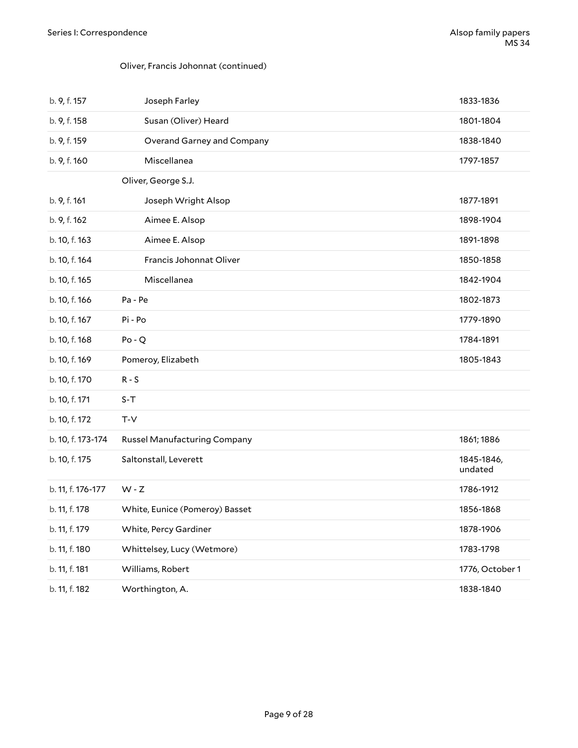Oliver, Francis Johonnat (continued)

| | | |
|---|---|---|
| b. 9, f. 157 | Joseph Farley | 1833-1836 |
| b. 9, f. 158 | Susan (Oliver) Heard | 1801-1804 |
| b. 9, f. 159 | Overand Garney and Company | 1838-1840 |
| b. 9, f. 160 | Miscellanea | 1797-1857 |
| | Oliver, George S.J. | |
| b. 9, f. 161 | Joseph Wright Alsop | 1877-1891 |
| b. 9, f. 162 | Aimee E. Alsop | 1898-1904 |
| b. 10, f. 163 | Aimee E. Alsop | 1891-1898 |
| b. 10, f. 164 | Francis Johonnat Oliver | 1850-1858 |
| b. 10, f. 165 | Miscellanea | 1842-1904 |
| b. 10, f. 166 | Pa - Pe | 1802-1873 |
| b. 10, f. 167 | Pi - Po | 1779-1890 |
| b. 10, f. 168 | Po - Q | 1784-1891 |
| b. 10, f. 169 | Pomeroy, Elizabeth | 1805-1843 |
| b. 10, f. 170 | R - S | |
| b. 10, f. 171 | S-T | |
| b. 10, f. 172 | T-V | |
| b. 10, f. 173-174 | Russel Manufacturing Company | 1861; 1886 |
| b. 10, f. 175 | Saltonstall, Leverett | 1845-1846, undated |
| b. 11, f. 176-177 | W - Z | 1786-1912 |
| b. 11, f. 178 | White, Eunice (Pomeroy) Basset | 1856-1868 |
| b. 11, f. 179 | White, Percy Gardiner | 1878-1906 |
| b. 11, f. 180 | Whittelsey, Lucy (Wetmore) | 1783-1798 |
| b. 11, f. 181 | Williams, Robert | 1776, October 1 |
| b. 11, f. 182 | Worthington, A. | 1838-1840 |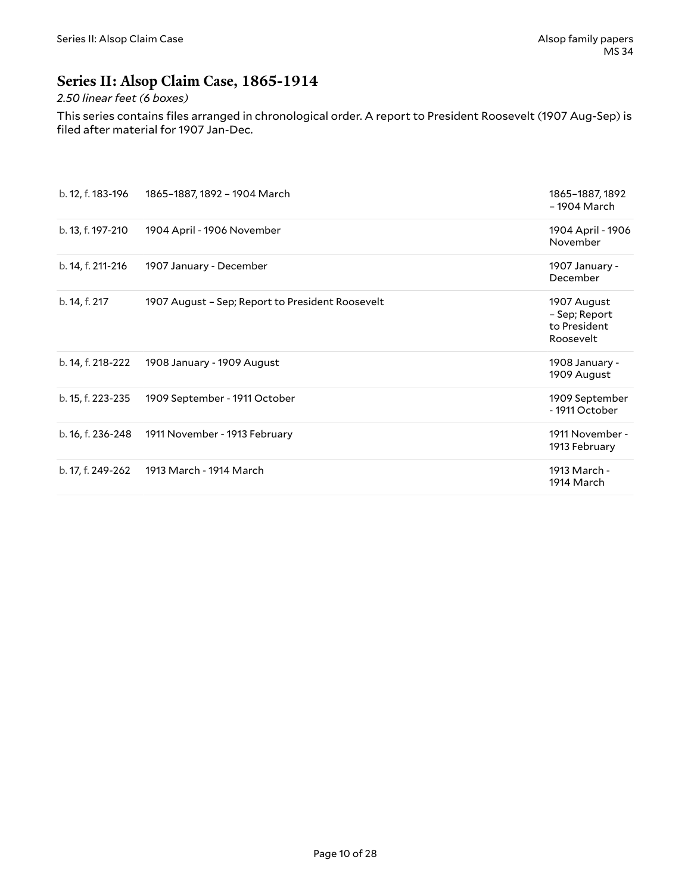## Series II: Alsop Claim Case, 1865-1914

*2.50 linear feet (6 boxes)*

This series contains files arranged in chronological order. A report to President Roosevelt (1907 Aug-Sep) is filed after material for 1907 Jan-Dec.

| | | |
|---|---|---|
| b. 12, f. 183-196 | 1865–1887, 1892 – 1904 March | 1865–1887, 1892 – 1904 March |
| b. 13, f. 197-210 | 1904 April - 1906 November | 1904 April - 1906 November |
| b. 14, f. 211-216 | 1907 January - December | 1907 January - December |
| b. 14, f. 217 | 1907 August – Sep; Report to President Roosevelt | 1907 August – Sep; Report to President Roosevelt |
| b. 14, f. 218-222 | 1908 January - 1909 August | 1908 January - 1909 August |
| b. 15, f. 223-235 | 1909 September - 1911 October | 1909 September - 1911 October |
| b. 16, f. 236-248 | 1911 November - 1913 February | 1911 November - 1913 February |
| b. 17, f. 249-262 | 1913 March - 1914 March | 1913 March - 1914 March |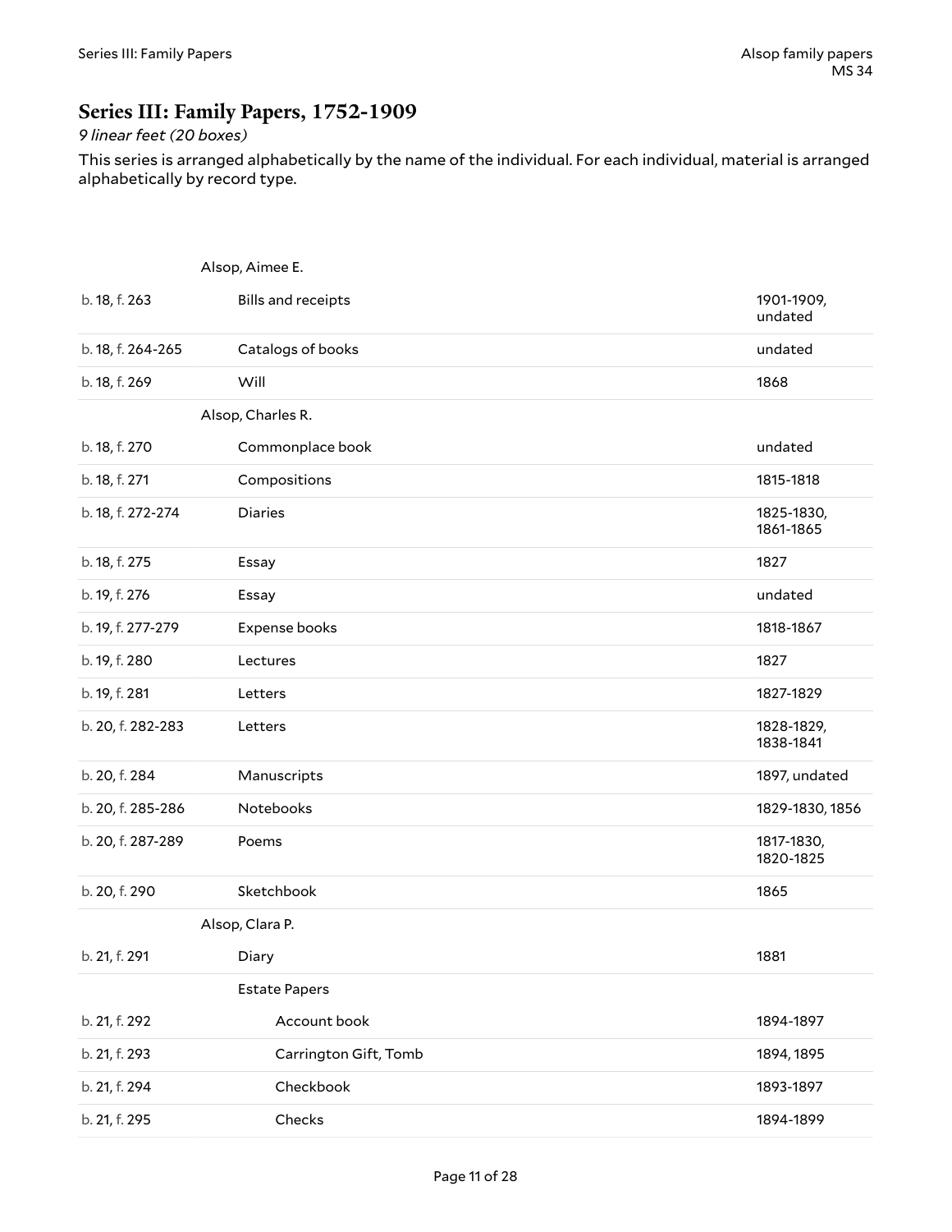## Series III: Family Papers, 1752-1909

*9 linear feet (20 boxes)*

This series is arranged alphabetically by the name of the individual. For each individual, material is arranged alphabetically by record type.

| | | |
|---|---|---|
| | Alsop, Aimee E. | |
| b. 18, f. 263 | Bills and receipts | 1901-1909, undated |
| b. 18, f. 264-265 | Catalogs of books | undated |
| b. 18, f. 269 | Will | 1868 |
| | Alsop, Charles R. | |
| b. 18, f. 270 | Commonplace book | undated |
| b. 18, f. 271 | Compositions | 1815-1818 |
| b. 18, f. 272-274 | Diaries | 1825-1830, 1861-1865 |
| b. 18, f. 275 | Essay | 1827 |
| b. 19, f. 276 | Essay | undated |
| b. 19, f. 277-279 | Expense books | 1818-1867 |
| b. 19, f. 280 | Lectures | 1827 |
| b. 19, f. 281 | Letters | 1827-1829 |
| b. 20, f. 282-283 | Letters | 1828-1829, 1838-1841 |
| b. 20, f. 284 | Manuscripts | 1897, undated |
| b. 20, f. 285-286 | Notebooks | 1829-1830, 1856 |
| b. 20, f. 287-289 | Poems | 1817-1830, 1820-1825 |
| b. 20, f. 290 | Sketchbook | 1865 |
| | Alsop, Clara P. | |
| b. 21, f. 291 | Diary | 1881 |
| | Estate Papers | |
| b. 21, f. 292 | Account book | 1894-1897 |
| b. 21, f. 293 | Carrington Gift, Tomb | 1894, 1895 |
| b. 21, f. 294 | Checkbook | 1893-1897 |
| b. 21, f. 295 | Checks | 1894-1899 |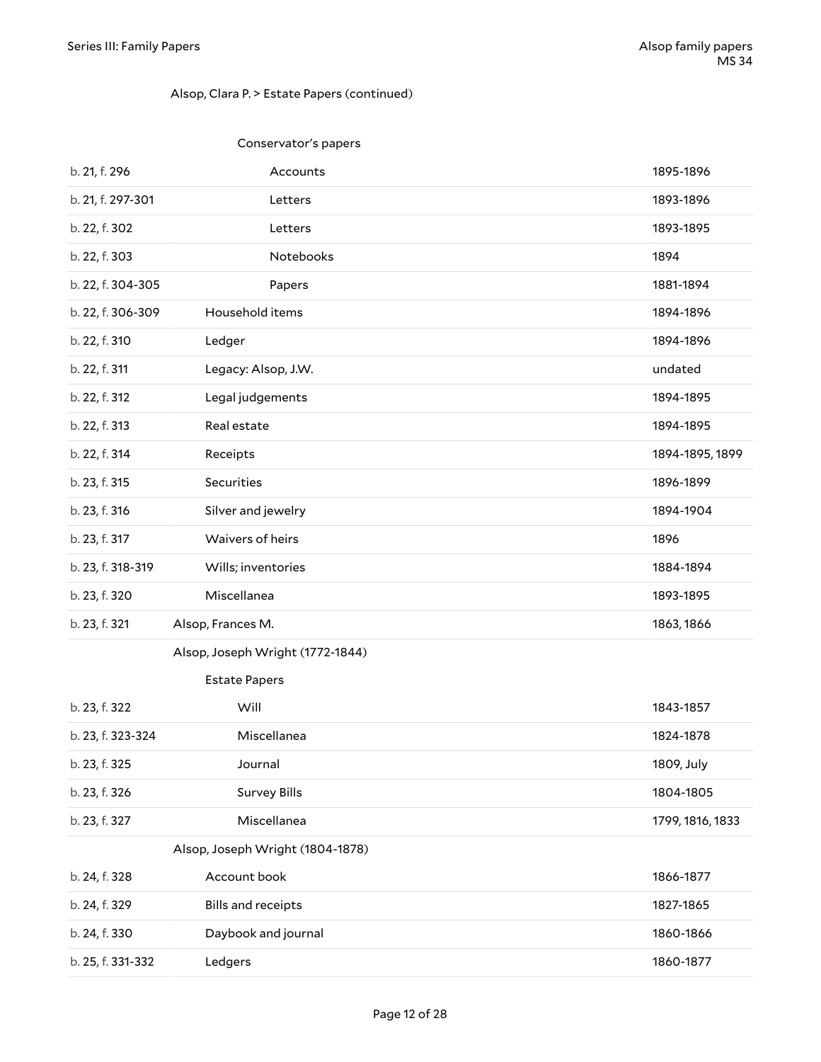Alsop, Clara P. > Estate Papers (continued)

| Location | Description | Dates |
|---|---|---|
| | Conservator's papers | |
| b. 21, f. 296 | Accounts | 1895-1896 |
| b. 21, f. 297-301 | Letters | 1893-1896 |
| b. 22, f. 302 | Letters | 1893-1895 |
| b. 22, f. 303 | Notebooks | 1894 |
| b. 22, f. 304-305 | Papers | 1881-1894 |
| b. 22, f. 306-309 | Household items | 1894-1896 |
| b. 22, f. 310 | Ledger | 1894-1896 |
| b. 22, f. 311 | Legacy: Alsop, J.W. | undated |
| b. 22, f. 312 | Legal judgements | 1894-1895 |
| b. 22, f. 313 | Real estate | 1894-1895 |
| b. 22, f. 314 | Receipts | 1894-1895, 1899 |
| b. 23, f. 315 | Securities | 1896-1899 |
| b. 23, f. 316 | Silver and jewelry | 1894-1904 |
| b. 23, f. 317 | Waivers of heirs | 1896 |
| b. 23, f. 318-319 | Wills; inventories | 1884-1894 |
| b. 23, f. 320 | Miscellanea | 1893-1895 |
| b. 23, f. 321 | Alsop, Frances M. | 1863, 1866 |
| | Alsop, Joseph Wright (1772-1844) | |
| | Estate Papers | |
| b. 23, f. 322 | Will | 1843-1857 |
| b. 23, f. 323-324 | Miscellanea | 1824-1878 |
| b. 23, f. 325 | Journal | 1809, July |
| b. 23, f. 326 | Survey Bills | 1804-1805 |
| b. 23, f. 327 | Miscellanea | 1799, 1816, 1833 |
| | Alsop, Joseph Wright (1804-1878) | |
| b. 24, f. 328 | Account book | 1866-1877 |
| b. 24, f. 329 | Bills and receipts | 1827-1865 |
| b. 24, f. 330 | Daybook and journal | 1860-1866 |
| b. 25, f. 331-332 | Ledgers | 1860-1877 |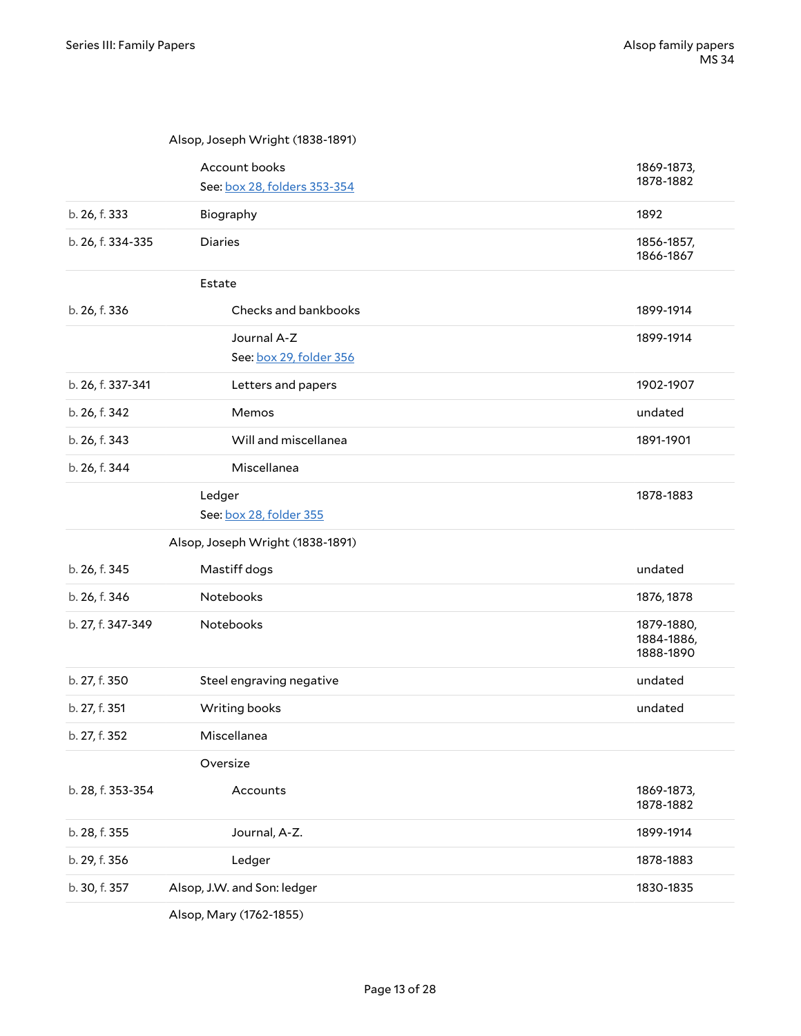| Location | Description | Dates |
|---|---|---|
| | Alsop, Joseph Wright (1838-1891) | |
| | Account books<br>See: box 28, folders 353-354 | 1869-1873, 1878-1882 |
| b. 26, f. 333 | Biography | 1892 |
| b. 26, f. 334-335 | Diaries | 1856-1857, 1866-1867 |
| | Estate | |
| b. 26, f. 336 | Checks and bankbooks | 1899-1914 |
| | Journal A-Z<br>See: box 29, folder 356 | 1899-1914 |
| b. 26, f. 337-341 | Letters and papers | 1902-1907 |
| b. 26, f. 342 | Memos | undated |
| b. 26, f. 343 | Will and miscellanea | 1891-1901 |
| b. 26, f. 344 | Miscellanea | |
| | Ledger<br>See: box 28, folder 355 | 1878-1883 |
| | Alsop, Joseph Wright (1838-1891) | |
| b. 26, f. 345 | Mastiff dogs | undated |
| b. 26, f. 346 | Notebooks | 1876, 1878 |
| b. 27, f. 347-349 | Notebooks | 1879-1880, 1884-1886, 1888-1890 |
| b. 27, f. 350 | Steel engraving negative | undated |
| b. 27, f. 351 | Writing books | undated |
| b. 27, f. 352 | Miscellanea | |
| | Oversize | |
| b. 28, f. 353-354 | Accounts | 1869-1873, 1878-1882 |
| b. 28, f. 355 | Journal, A-Z. | 1899-1914 |
| b. 29, f. 356 | Ledger | 1878-1883 |
| b. 30, f. 357 | Alsop, J.W. and Son: ledger | 1830-1835 |
| | Alsop, Mary (1762-1855) | |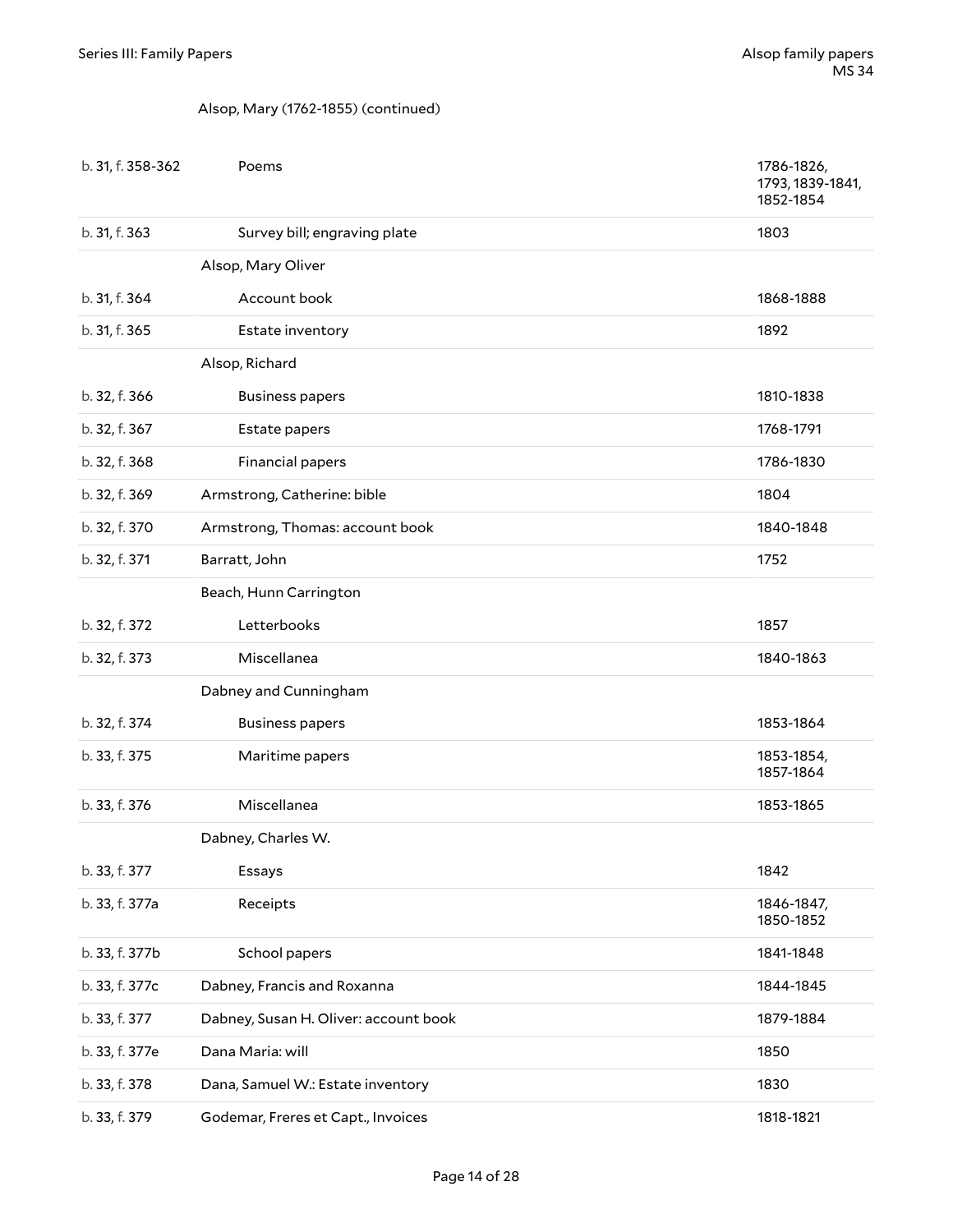Alsop, Mary (1762-1855) (continued)

| Location | Description | Dates |
|---|---|---|
| b. 31, f. 358-362 | Poems | 1786-1826, 1793, 1839-1841, 1852-1854 |
| b. 31, f. 363 | Survey bill; engraving plate | 1803 |
| | Alsop, Mary Oliver | |
| b. 31, f. 364 | Account book | 1868-1888 |
| b. 31, f. 365 | Estate inventory | 1892 |
| | Alsop, Richard | |
| b. 32, f. 366 | Business papers | 1810-1838 |
| b. 32, f. 367 | Estate papers | 1768-1791 |
| b. 32, f. 368 | Financial papers | 1786-1830 |
| b. 32, f. 369 | Armstrong, Catherine: bible | 1804 |
| b. 32, f. 370 | Armstrong, Thomas: account book | 1840-1848 |
| b. 32, f. 371 | Barratt, John | 1752 |
| | Beach, Hunn Carrington | |
| b. 32, f. 372 | Letterbooks | 1857 |
| b. 32, f. 373 | Miscellanea | 1840-1863 |
| | Dabney and Cunningham | |
| b. 32, f. 374 | Business papers | 1853-1864 |
| b. 33, f. 375 | Maritime papers | 1853-1854, 1857-1864 |
| b. 33, f. 376 | Miscellanea | 1853-1865 |
| | Dabney, Charles W. | |
| b. 33, f. 377 | Essays | 1842 |
| b. 33, f. 377a | Receipts | 1846-1847, 1850-1852 |
| b. 33, f. 377b | School papers | 1841-1848 |
| b. 33, f. 377c | Dabney, Francis and Roxanna | 1844-1845 |
| b. 33, f. 377 | Dabney, Susan H. Oliver: account book | 1879-1884 |
| b. 33, f. 377e | Dana Maria: will | 1850 |
| b. 33, f. 378 | Dana, Samuel W.: Estate inventory | 1830 |
| b. 33, f. 379 | Godemar, Freres et Capt., Invoices | 1818-1821 |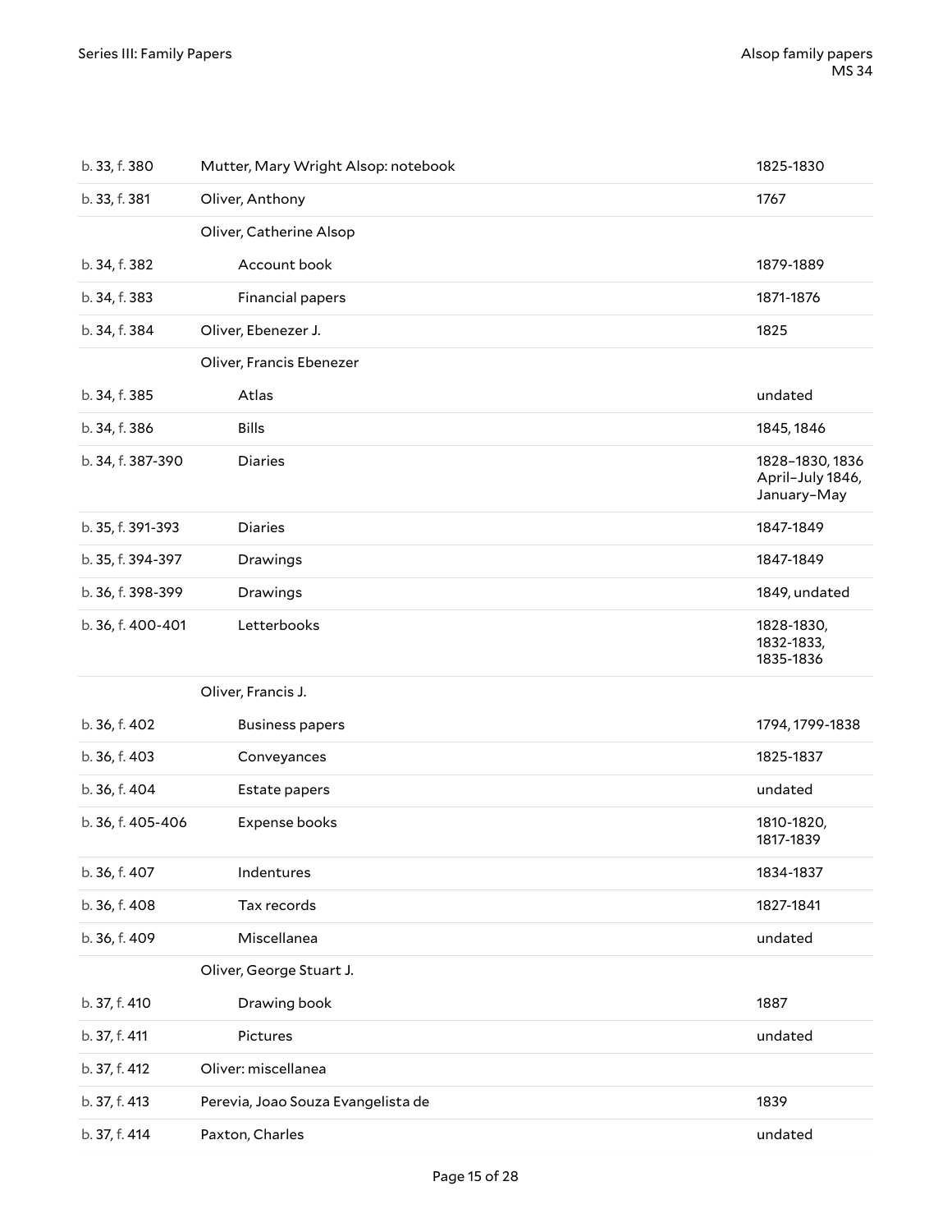| | | |
|---|---|---|
| b. 33, f. 380 | Mutter, Mary Wright Alsop: notebook | 1825-1830 |
| b. 33, f. 381 | Oliver, Anthony | 1767 |
| | Oliver, Catherine Alsop | |
| b. 34, f. 382 | Account book | 1879-1889 |
| b. 34, f. 383 | Financial papers | 1871-1876 |
| b. 34, f. 384 | Oliver, Ebenezer J. | 1825 |
| | Oliver, Francis Ebenezer | |
| b. 34, f. 385 | Atlas | undated |
| b. 34, f. 386 | Bills | 1845, 1846 |
| b. 34, f. 387-390 | Diaries | 1828–1830, 1836 April–July 1846, January–May |
| b. 35, f. 391-393 | Diaries | 1847-1849 |
| b. 35, f. 394-397 | Drawings | 1847-1849 |
| b. 36, f. 398-399 | Drawings | 1849, undated |
| b. 36, f. 400-401 | Letterbooks | 1828-1830, 1832-1833, 1835-1836 |
| | Oliver, Francis J. | |
| b. 36, f. 402 | Business papers | 1794, 1799-1838 |
| b. 36, f. 403 | Conveyances | 1825-1837 |
| b. 36, f. 404 | Estate papers | undated |
| b. 36, f. 405-406 | Expense books | 1810-1820, 1817-1839 |
| b. 36, f. 407 | Indentures | 1834-1837 |
| b. 36, f. 408 | Tax records | 1827-1841 |
| b. 36, f. 409 | Miscellanea | undated |
| | Oliver, George Stuart J. | |
| b. 37, f. 410 | Drawing book | 1887 |
| b. 37, f. 411 | Pictures | undated |
| b. 37, f. 412 | Oliver: miscellanea | |
| b. 37, f. 413 | Perevia, Joao Souza Evangelista de | 1839 |
| b. 37, f. 414 | Paxton, Charles | undated |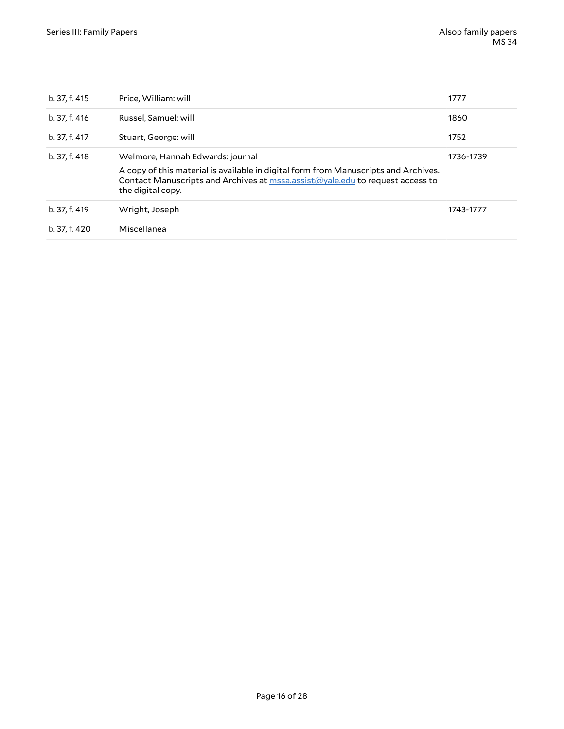| | | |
|---|---|---|
| b. 37, f. 415 | Price, William: will | 1777 |
| b. 37, f. 416 | Russel, Samuel: will | 1860 |
| b. 37, f. 417 | Stuart, George: will | 1752 |
| b. 37, f. 418 | Welmore, Hannah Edwards: journal<br><br>A copy of this material is available in digital form from Manuscripts and Archives. Contact Manuscripts and Archives at mssa.assist@yale.edu to request access to the digital copy. | 1736-1739 |
| b. 37, f. 419 | Wright, Joseph | 1743-1777 |
| b. 37, f. 420 | Miscellanea | |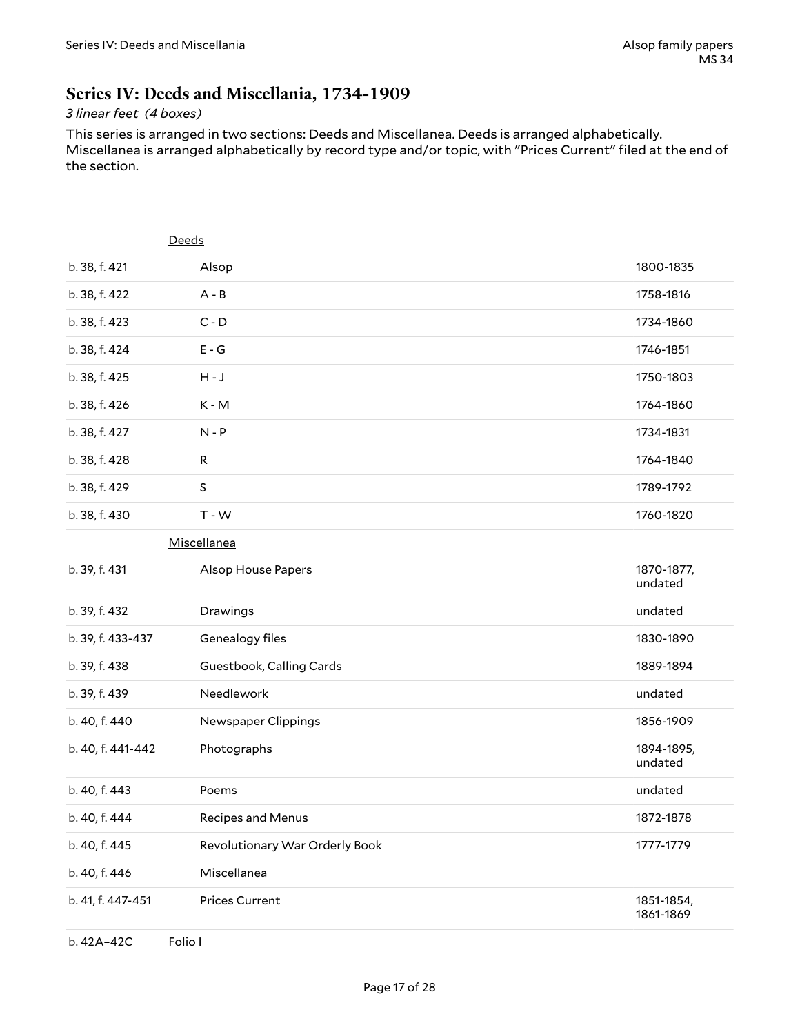## Series IV: Deeds and Miscellania, 1734-1909

*3 linear feet (4 boxes)*

This series is arranged in two sections: Deeds and Miscellanea. Deeds is arranged alphabetically. Miscellanea is arranged alphabetically by record type and/or topic, with "Prices Current" filed at the end of the section.

| | | |
|---|---|---|
| | Deeds | |
| b. 38, f. 421 | Alsop | 1800-1835 |
| b. 38, f. 422 | A - B | 1758-1816 |
| b. 38, f. 423 | C - D | 1734-1860 |
| b. 38, f. 424 | E - G | 1746-1851 |
| b. 38, f. 425 | H - J | 1750-1803 |
| b. 38, f. 426 | K - M | 1764-1860 |
| b. 38, f. 427 | N - P | 1734-1831 |
| b. 38, f. 428 | R | 1764-1840 |
| b. 38, f. 429 | S | 1789-1792 |
| b. 38, f. 430 | T - W | 1760-1820 |
| | Miscellanea | |
| b. 39, f. 431 | Alsop House Papers | 1870-1877, undated |
| b. 39, f. 432 | Drawings | undated |
| b. 39, f. 433-437 | Genealogy files | 1830-1890 |
| b. 39, f. 438 | Guestbook, Calling Cards | 1889-1894 |
| b. 39, f. 439 | Needlework | undated |
| b. 40, f. 440 | Newspaper Clippings | 1856-1909 |
| b. 40, f. 441-442 | Photographs | 1894-1895, undated |
| b. 40, f. 443 | Poems | undated |
| b. 40, f. 444 | Recipes and Menus | 1872-1878 |
| b. 40, f. 445 | Revolutionary War Orderly Book | 1777-1779 |
| b. 40, f. 446 | Miscellanea | |
| b. 41, f. 447-451 | Prices Current | 1851-1854, 1861-1869 |
| b. 42A–42C | Folio I | |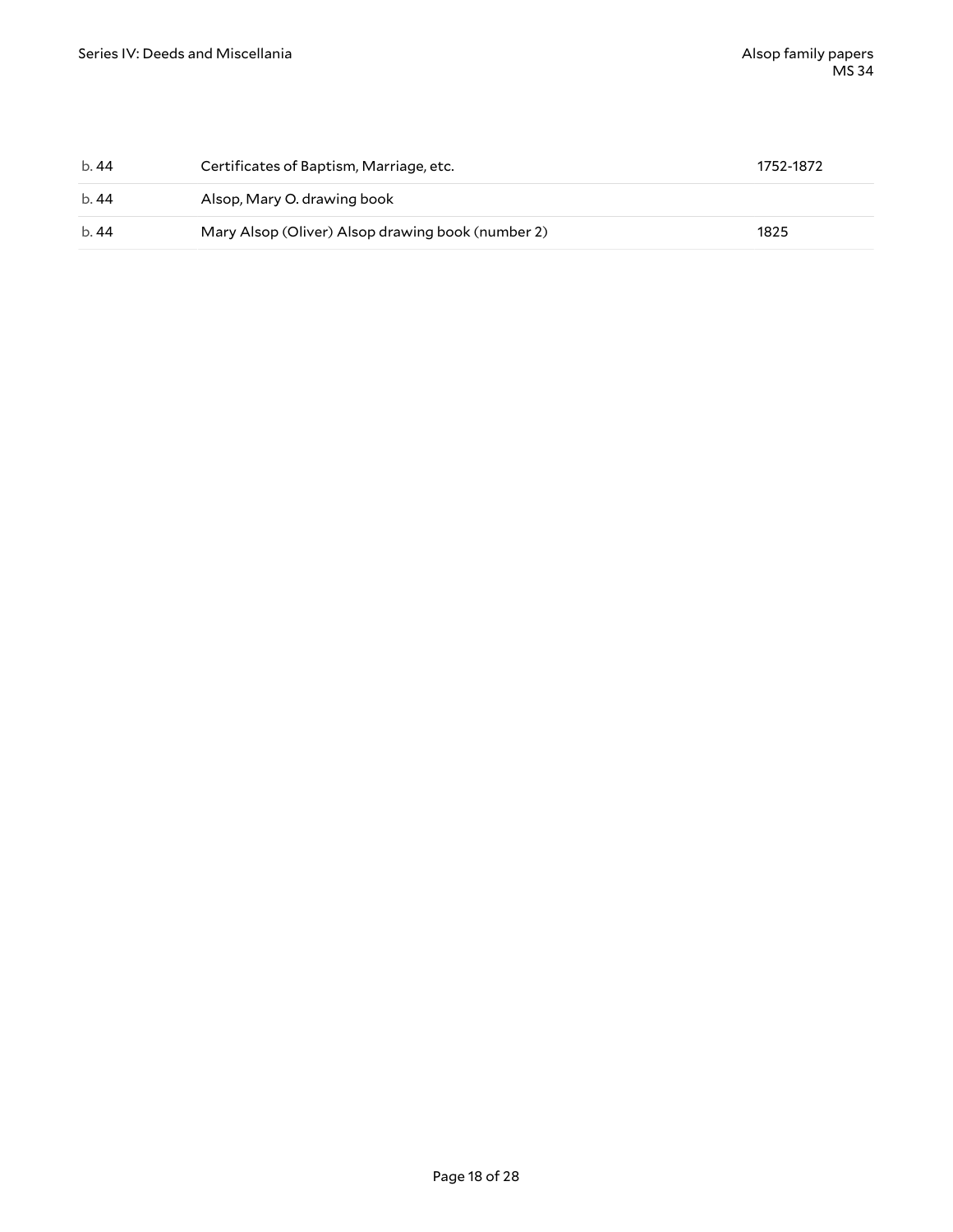| | | |
|---|---|---|
| b. 44 | Certificates of Baptism, Marriage, etc. | 1752-1872 |
| b. 44 | Alsop, Mary O. drawing book | |
| b. 44 | Mary Alsop (Oliver) Alsop drawing book (number 2) | 1825 |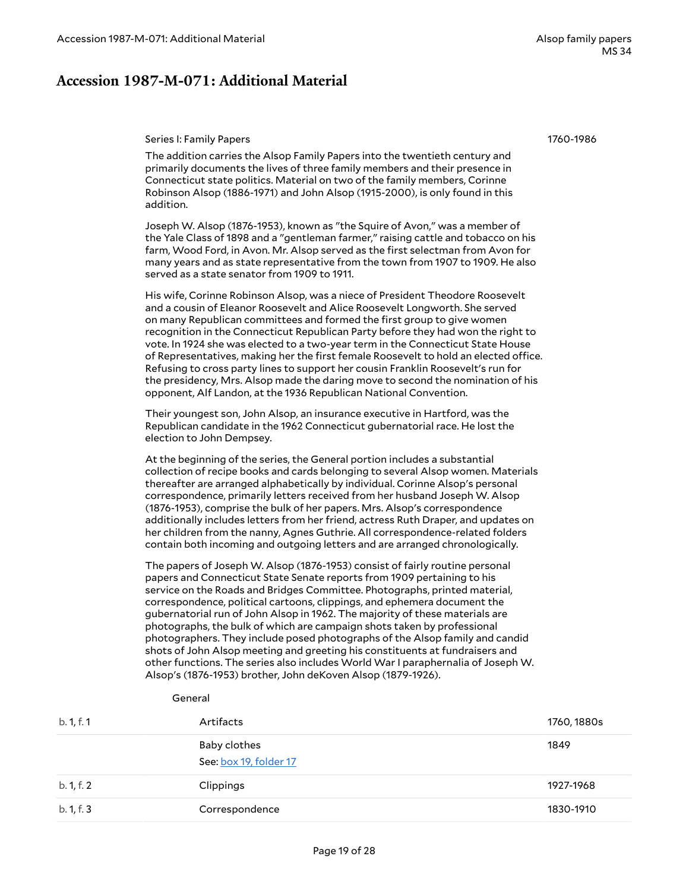## Accession 1987-M-071: Additional Material

Series I: Family Papers — 1760-1986

The addition carries the Alsop Family Papers into the twentieth century and primarily documents the lives of three family members and their presence in Connecticut state politics. Material on two of the family members, Corinne Robinson Alsop (1886-1971) and John Alsop (1915-2000), is only found in this addition.

Joseph W. Alsop (1876-1953), known as "the Squire of Avon," was a member of the Yale Class of 1898 and a "gentleman farmer," raising cattle and tobacco on his farm, Wood Ford, in Avon. Mr. Alsop served as the first selectman from Avon for many years and as state representative from the town from 1907 to 1909. He also served as a state senator from 1909 to 1911.

His wife, Corinne Robinson Alsop, was a niece of President Theodore Roosevelt and a cousin of Eleanor Roosevelt and Alice Roosevelt Longworth. She served on many Republican committees and formed the first group to give women recognition in the Connecticut Republican Party before they had won the right to vote. In 1924 she was elected to a two-year term in the Connecticut State House of Representatives, making her the first female Roosevelt to hold an elected office. Refusing to cross party lines to support her cousin Franklin Roosevelt's run for the presidency, Mrs. Alsop made the daring move to second the nomination of his opponent, Alf Landon, at the 1936 Republican National Convention.

Their youngest son, John Alsop, an insurance executive in Hartford, was the Republican candidate in the 1962 Connecticut gubernatorial race. He lost the election to John Dempsey.

At the beginning of the series, the General portion includes a substantial collection of recipe books and cards belonging to several Alsop women. Materials thereafter are arranged alphabetically by individual. Corinne Alsop's personal correspondence, primarily letters received from her husband Joseph W. Alsop (1876-1953), comprise the bulk of her papers. Mrs. Alsop's correspondence additionally includes letters from her friend, actress Ruth Draper, and updates on her children from the nanny, Agnes Guthrie. All correspondence-related folders contain both incoming and outgoing letters and are arranged chronologically.

The papers of Joseph W. Alsop (1876-1953) consist of fairly routine personal papers and Connecticut State Senate reports from 1909 pertaining to his service on the Roads and Bridges Committee. Photographs, printed material, correspondence, political cartoons, clippings, and ephemera document the gubernatorial run of John Alsop in 1962. The majority of these materials are photographs, the bulk of which are campaign shots taken by professional photographers. They include posed photographs of the Alsop family and candid shots of John Alsop meeting and greeting his constituents at fundraisers and other functions. The series also includes World War I paraphernalia of Joseph W. Alsop's (1876-1953) brother, John deKoven Alsop (1879-1926).

General

| Location | Title | Date |
|---|---|---|
| b. 1, f. 1 | Artifacts | 1760, 1880s |
| | Baby clothes<br>See: box 19, folder 17 | 1849 |
| b. 1, f. 2 | Clippings | 1927-1968 |
| b. 1, f. 3 | Correspondence | 1830-1910 |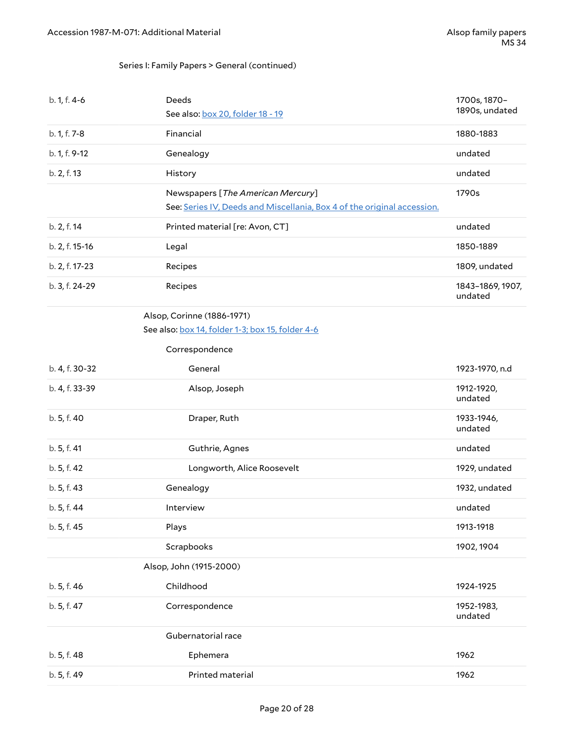Series I: Family Papers > General (continued)

| Location | Description | Dates |
| --- | --- | --- |
| b. 1, f. 4-6 | Deeds<br>See also: box 20, folder 18 - 19 | 1700s, 1870–1890s, undated |
| b. 1, f. 7-8 | Financial | 1880-1883 |
| b. 1, f. 9-12 | Genealogy | undated |
| b. 2, f. 13 | History | undated |
| | Newspapers [*The American Mercury*]<br>See: Series IV, Deeds and Miscellania, Box 4 of the original accession. | 1790s |
| b. 2, f. 14 | Printed material [re: Avon, CT] | undated |
| b. 2, f. 15-16 | Legal | 1850-1889 |
| b. 2, f. 17-23 | Recipes | 1809, undated |
| b. 3, f. 24-29 | Recipes | 1843–1869, 1907, undated |
| | **Alsop, Corinne (1886-1971)**<br>See also: box 14, folder 1-3; box 15, folder 4-6 | |
| | Correspondence | |
| b. 4, f. 30-32 | General | 1923-1970, n.d |
| b. 4, f. 33-39 | Alsop, Joseph | 1912-1920, undated |
| b. 5, f. 40 | Draper, Ruth | 1933-1946, undated |
| b. 5, f. 41 | Guthrie, Agnes | undated |
| b. 5, f. 42 | Longworth, Alice Roosevelt | 1929, undated |
| b. 5, f. 43 | Genealogy | 1932, undated |
| b. 5, f. 44 | Interview | undated |
| b. 5, f. 45 | Plays | 1913-1918 |
| | Scrapbooks | 1902, 1904 |
| | **Alsop, John (1915-2000)** | |
| b. 5, f. 46 | Childhood | 1924-1925 |
| b. 5, f. 47 | Correspondence | 1952-1983, undated |
| | Gubernatorial race | |
| b. 5, f. 48 | Ephemera | 1962 |
| b. 5, f. 49 | Printed material | 1962 |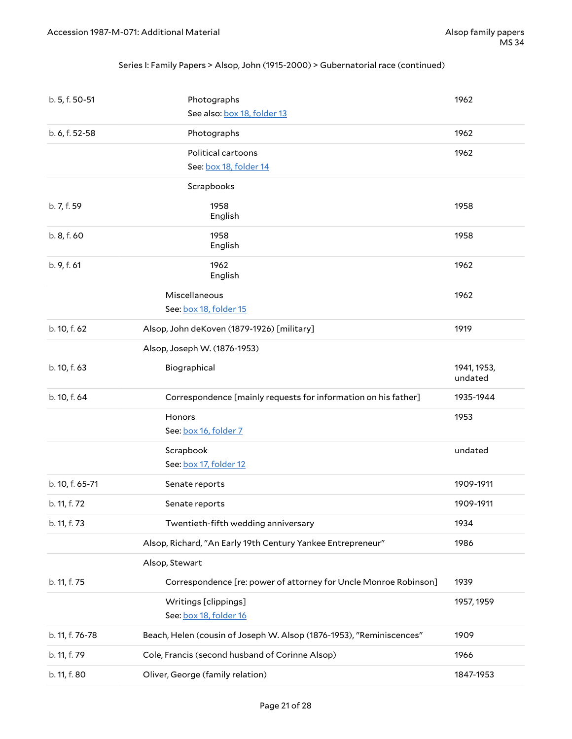Series I: Family Papers > Alsop, John (1915-2000) > Gubernatorial race (continued)

| Location | Description | Date |
|---|---|---|
| b. 5, f. 50-51 | Photographs<br>See also: box 18, folder 13 | 1962 |
| b. 6, f. 52-58 | Photographs | 1962 |
| | Political cartoons<br>See: box 18, folder 14 | 1962 |
| | Scrapbooks | |
| b. 7, f. 59 | 1958<br>English | 1958 |
| b. 8, f. 60 | 1958<br>English | 1958 |
| b. 9, f. 61 | 1962<br>English | 1962 |
| | Miscellaneous<br>See: box 18, folder 15 | 1962 |
| b. 10, f. 62 | Alsop, John deKoven (1879-1926) [military] | 1919 |
| | Alsop, Joseph W. (1876-1953) | |
| b. 10, f. 63 | Biographical | 1941, 1953, undated |
| b. 10, f. 64 | Correspondence [mainly requests for information on his father] | 1935-1944 |
| | Honors<br>See: box 16, folder 7 | 1953 |
| | Scrapbook<br>See: box 17, folder 12 | undated |
| b. 10, f. 65-71 | Senate reports | 1909-1911 |
| b. 11, f. 72 | Senate reports | 1909-1911 |
| b. 11, f. 73 | Twentieth-fifth wedding anniversary | 1934 |
| | Alsop, Richard, "An Early 19th Century Yankee Entrepreneur" | 1986 |
| | Alsop, Stewart | |
| b. 11, f. 75 | Correspondence [re: power of attorney for Uncle Monroe Robinson] | 1939 |
| | Writings [clippings]<br>See: box 18, folder 16 | 1957, 1959 |
| b. 11, f. 76-78 | Beach, Helen (cousin of Joseph W. Alsop (1876-1953), "Reminiscences" | 1909 |
| b. 11, f. 79 | Cole, Francis (second husband of Corinne Alsop) | 1966 |
| b. 11, f. 80 | Oliver, George (family relation) | 1847-1953 |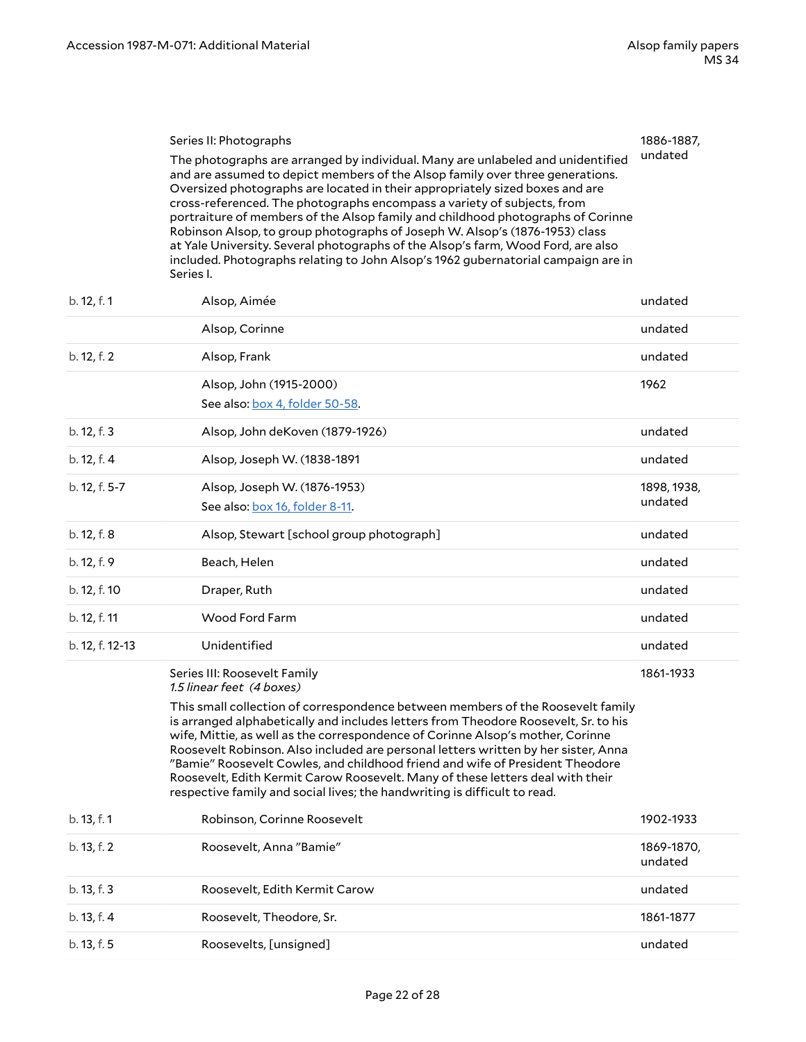### Series II: Photographs

1886-1887, undated

The photographs are arranged by individual. Many are unlabeled and unidentified and are assumed to depict members of the Alsop family over three generations. Oversized photographs are located in their appropriately sized boxes and are cross-referenced. The photographs encompass a variety of subjects, from portraiture of members of the Alsop family and childhood photographs of Corinne Robinson Alsop, to group photographs of Joseph W. Alsop's (1876-1953) class at Yale University. Several photographs of the Alsop's farm, Wood Ford, are also included. Photographs relating to John Alsop's 1962 gubernatorial campaign are in Series I.

| Location | Title | Date |
|---|---|---|
| b. 12, f. 1 | Alsop, Aimée | undated |
| | Alsop, Corinne | undated |
| b. 12, f. 2 | Alsop, Frank | undated |
| | Alsop, John (1915-2000)<br>See also: box 4, folder 50-58. | 1962 |
| b. 12, f. 3 | Alsop, John deKoven (1879-1926) | undated |
| b. 12, f. 4 | Alsop, Joseph W. (1838-1891 | undated |
| b. 12, f. 5-7 | Alsop, Joseph W. (1876-1953)<br>See also: box 16, folder 8-11. | 1898, 1938, undated |
| b. 12, f. 8 | Alsop, Stewart [school group photograph] | undated |
| b. 12, f. 9 | Beach, Helen | undated |
| b. 12, f. 10 | Draper, Ruth | undated |
| b. 12, f. 11 | Wood Ford Farm | undated |
| b. 12, f. 12-13 | Unidentified | undated |

### Series III: Roosevelt Family

*1.5 linear feet (4 boxes)*

1861-1933

This small collection of correspondence between members of the Roosevelt family is arranged alphabetically and includes letters from Theodore Roosevelt, Sr. to his wife, Mittie, as well as the correspondence of Corinne Alsop's mother, Corinne Roosevelt Robinson. Also included are personal letters written by her sister, Anna "Bamie" Roosevelt Cowles, and childhood friend and wife of President Theodore Roosevelt, Edith Kermit Carow Roosevelt. Many of these letters deal with their respective family and social lives; the handwriting is difficult to read.

| Location | Title | Date |
|---|---|---|
| b. 13, f. 1 | Robinson, Corinne Roosevelt | 1902-1933 |
| b. 13, f. 2 | Roosevelt, Anna "Bamie" | 1869-1870, undated |
| b. 13, f. 3 | Roosevelt, Edith Kermit Carow | undated |
| b. 13, f. 4 | Roosevelt, Theodore, Sr. | 1861-1877 |
| b. 13, f. 5 | Roosevelts, [unsigned] | undated |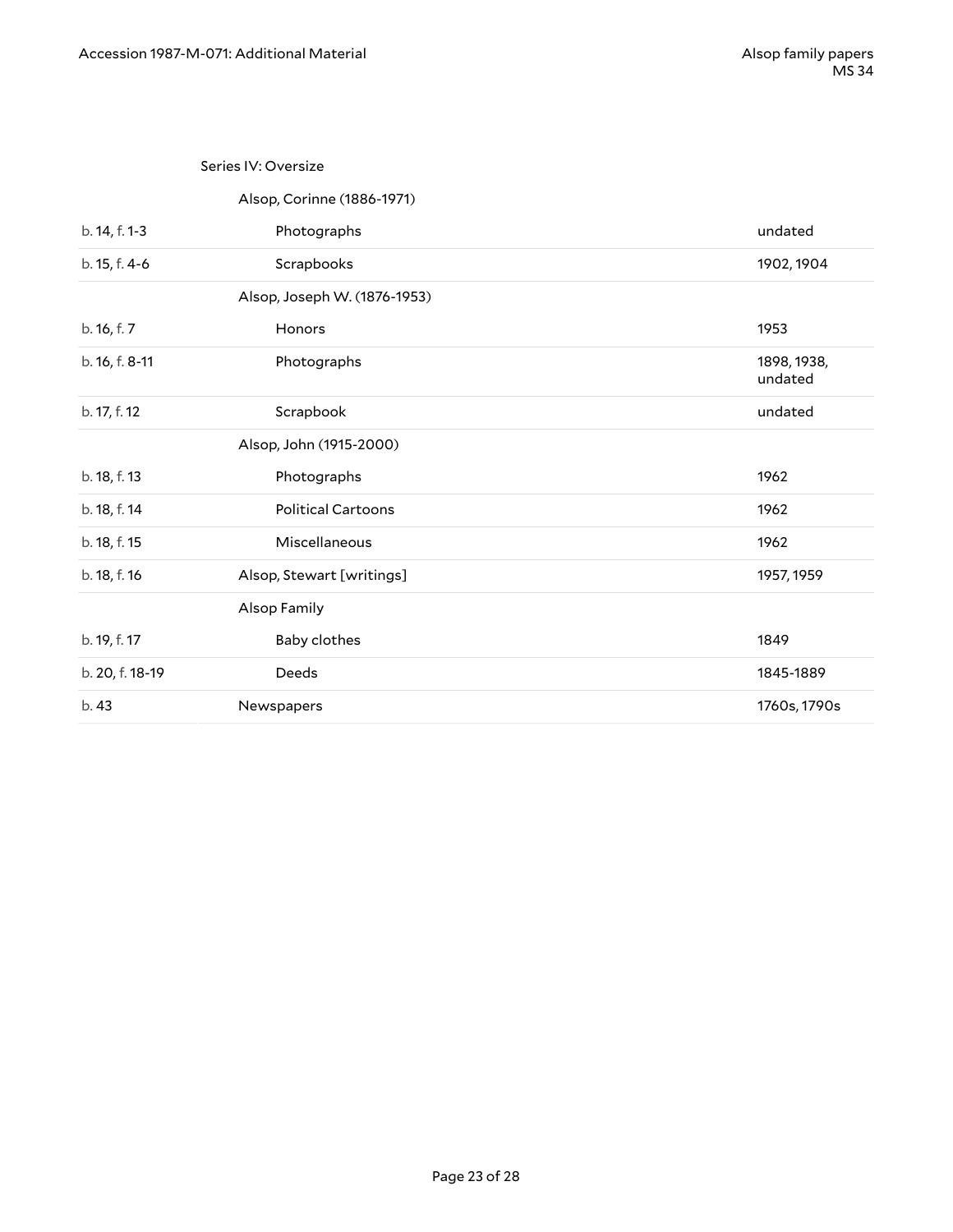Series IV: Oversize

| | | |
|---|---|---|
| | Alsop, Corinne (1886-1971) | |
| b. 14, f. 1-3 | Photographs | undated |
| b. 15, f. 4-6 | Scrapbooks | 1902, 1904 |
| | Alsop, Joseph W. (1876-1953) | |
| b. 16, f. 7 | Honors | 1953 |
| b. 16, f. 8-11 | Photographs | 1898, 1938, undated |
| b. 17, f. 12 | Scrapbook | undated |
| | Alsop, John (1915-2000) | |
| b. 18, f. 13 | Photographs | 1962 |
| b. 18, f. 14 | Political Cartoons | 1962 |
| b. 18, f. 15 | Miscellaneous | 1962 |
| b. 18, f. 16 | Alsop, Stewart [writings] | 1957, 1959 |
| | Alsop Family | |
| b. 19, f. 17 | Baby clothes | 1849 |
| b. 20, f. 18-19 | Deeds | 1845-1889 |
| b. 43 | Newspapers | 1760s, 1790s |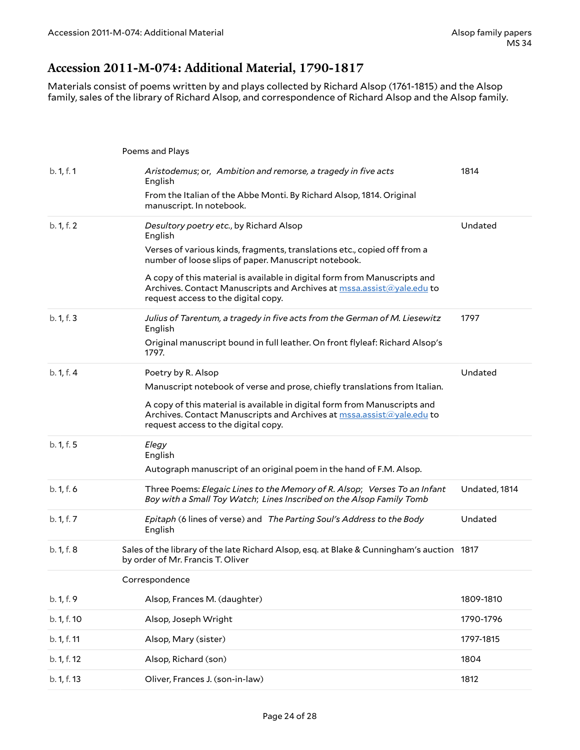## Accession 2011-M-074: Additional Material, 1790-1817

Materials consist of poems written by and plays collected by Richard Alsop (1761-1815) and the Alsop family, sales of the library of Richard Alsop, and correspondence of Richard Alsop and the Alsop family.

| Location | Description | Date |
|---|---|---|
| | **Poems and Plays** | |
| b. 1, f. 1 | *Aristodemus*; or, *Ambition and remorse, a tragedy in five acts*<br>English<br>From the Italian of the Abbe Monti. By Richard Alsop, 1814. Original manuscript. In notebook. | 1814 |
| b. 1, f. 2 | *Desultory poetry etc.*, by Richard Alsop<br>English<br>Verses of various kinds, fragments, translations etc., copied off from a number of loose slips of paper. Manuscript notebook.<br>A copy of this material is available in digital form from Manuscripts and Archives. Contact Manuscripts and Archives at mssa.assist@yale.edu to request access to the digital copy. | Undated |
| b. 1, f. 3 | *Julius of Tarentum, a tragedy in five acts from the German of M. Liesewitz*<br>English<br>Original manuscript bound in full leather. On front flyleaf: Richard Alsop's 1797. | 1797 |
| b. 1, f. 4 | Poetry by R. Alsop<br>Manuscript notebook of verse and prose, chiefly translations from Italian.<br>A copy of this material is available in digital form from Manuscripts and Archives. Contact Manuscripts and Archives at mssa.assist@yale.edu to request access to the digital copy. | Undated |
| b. 1, f. 5 | *Elegy*<br>English<br>Autograph manuscript of an original poem in the hand of F.M. Alsop. | |
| b. 1, f. 6 | Three Poems: *Elegaic Lines to the Memory of R. Alsop*; *Verses To an Infant Boy with a Small Toy Watch*; *Lines Inscribed on the Alsop Family Tomb* | Undated, 1814 |
| b. 1, f. 7 | *Epitaph* (6 lines of verse) and *The Parting Soul's Address to the Body*<br>English | Undated |
| b. 1, f. 8 | Sales of the library of the late Richard Alsop, esq. at Blake & Cunningham's auction by order of Mr. Francis T. Oliver | 1817 |
| | **Correspondence** | |
| b. 1, f. 9 | Alsop, Frances M. (daughter) | 1809-1810 |
| b. 1, f. 10 | Alsop, Joseph Wright | 1790-1796 |
| b. 1, f. 11 | Alsop, Mary (sister) | 1797-1815 |
| b. 1, f. 12 | Alsop, Richard (son) | 1804 |
| b. 1, f. 13 | Oliver, Frances J. (son-in-law) | 1812 |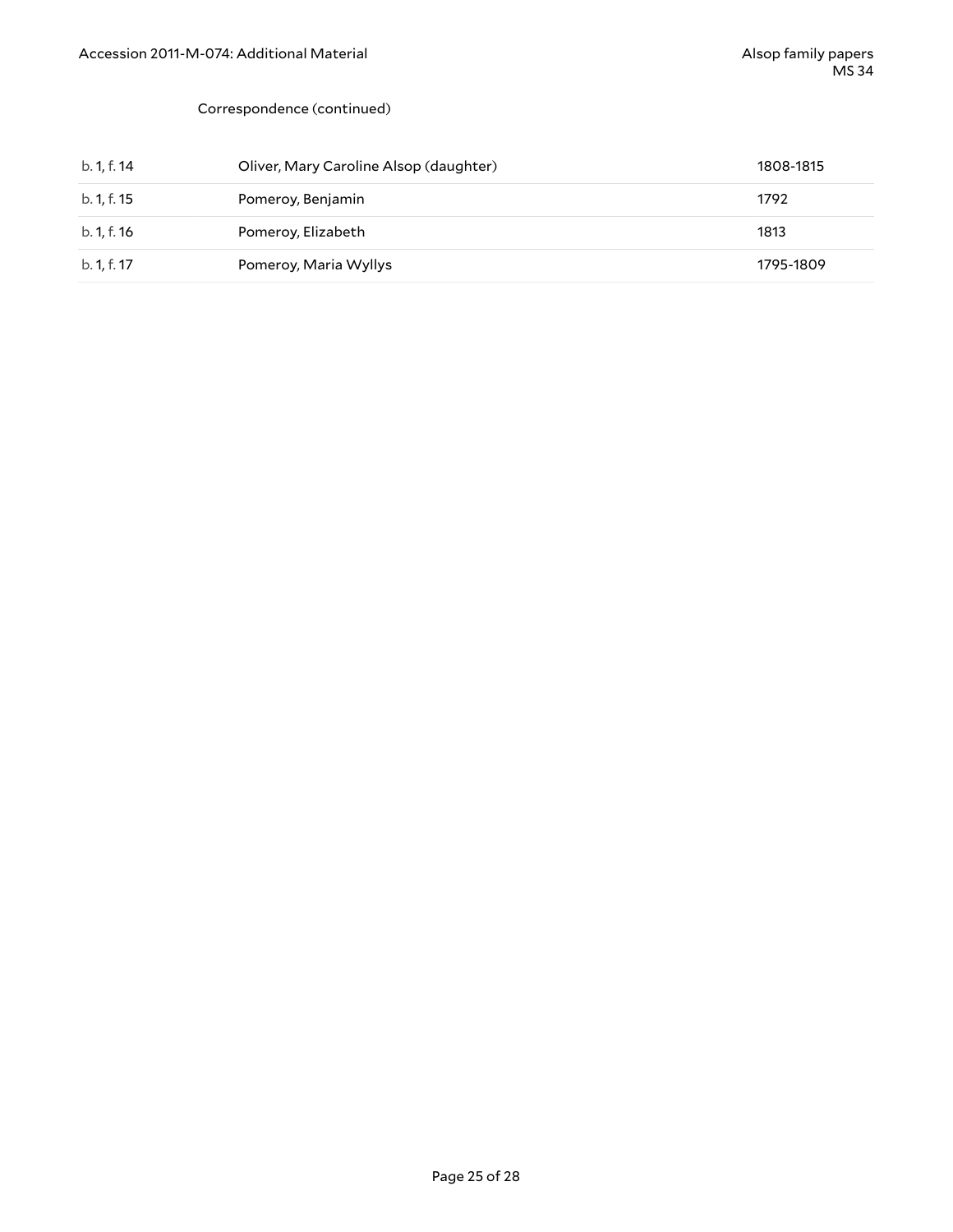Correspondence (continued)

| | | |
|---|---|---|
| b. 1, f. 14 | Oliver, Mary Caroline Alsop (daughter) | 1808-1815 |
| b. 1, f. 15 | Pomeroy, Benjamin | 1792 |
| b. 1, f. 16 | Pomeroy, Elizabeth | 1813 |
| b. 1, f. 17 | Pomeroy, Maria Wyllys | 1795-1809 |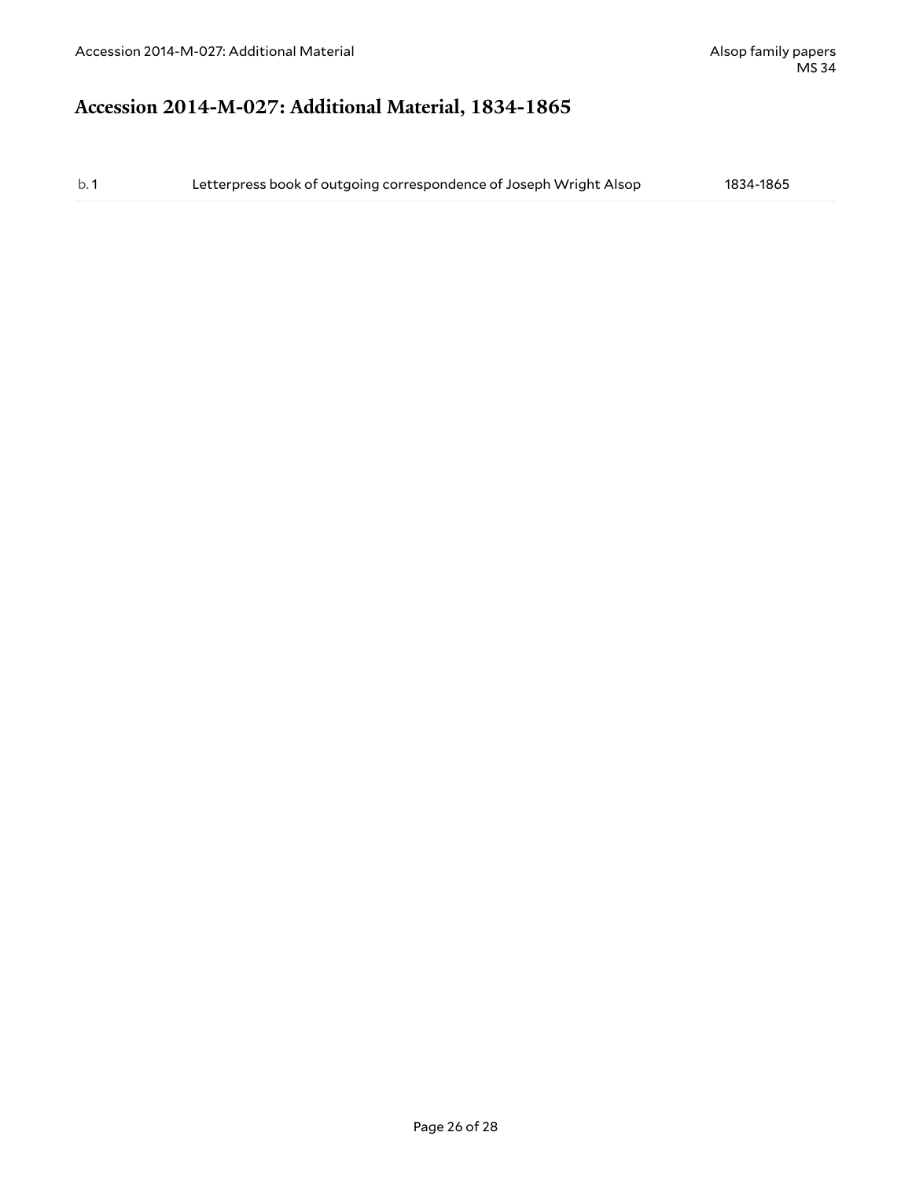# Accession 2014-M-027: Additional Material, 1834-1865

| | | |
|---|---|---|
| b. 1 | Letterpress book of outgoing correspondence of Joseph Wright Alsop | 1834-1865 |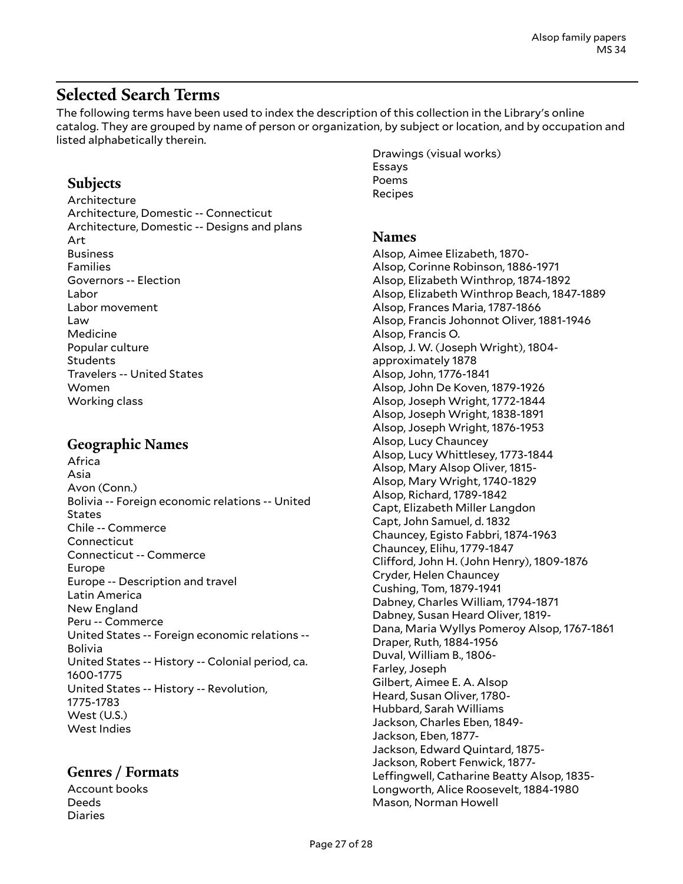## Selected Search Terms

The following terms have been used to index the description of this collection in the Library's online catalog. They are grouped by name of person or organization, by subject or location, and by occupation and listed alphabetically therein.

### Subjects

Architecture
Architecture, Domestic -- Connecticut
Architecture, Domestic -- Designs and plans
Art
Business
Families
Governors -- Election
Labor
Labor movement
Law
Medicine
Popular culture
Students
Travelers -- United States
Women
Working class

### Geographic Names

Africa
Asia
Avon (Conn.)
Bolivia -- Foreign economic relations -- United States
Chile -- Commerce
Connecticut
Connecticut -- Commerce
Europe
Europe -- Description and travel
Latin America
New England
Peru -- Commerce
United States -- Foreign economic relations -- Bolivia
United States -- History -- Colonial period, ca. 1600-1775
United States -- History -- Revolution, 1775-1783
West (U.S.)
West Indies

### Genres / Formats

Account books
Deeds
Diaries
Drawings (visual works)
Essays
Poems
Recipes

### Names

Alsop, Aimee Elizabeth, 1870-
Alsop, Corinne Robinson, 1886-1971
Alsop, Elizabeth Winthrop, 1874-1892
Alsop, Elizabeth Winthrop Beach, 1847-1889
Alsop, Frances Maria, 1787-1866
Alsop, Francis Johonnot Oliver, 1881-1946
Alsop, Francis O.
Alsop, J. W. (Joseph Wright), 1804-approximately 1878
Alsop, John, 1776-1841
Alsop, John De Koven, 1879-1926
Alsop, Joseph Wright, 1772-1844
Alsop, Joseph Wright, 1838-1891
Alsop, Joseph Wright, 1876-1953
Alsop, Lucy Chauncey
Alsop, Lucy Whittlesey, 1773-1844
Alsop, Mary Alsop Oliver, 1815-
Alsop, Mary Wright, 1740-1829
Alsop, Richard, 1789-1842
Capt, Elizabeth Miller Langdon
Capt, John Samuel, d. 1832
Chauncey, Egisto Fabbri, 1874-1963
Chauncey, Elihu, 1779-1847
Clifford, John H. (John Henry), 1809-1876
Cryder, Helen Chauncey
Cushing, Tom, 1879-1941
Dabney, Charles William, 1794-1871
Dabney, Susan Heard Oliver, 1819-
Dana, Maria Wyllys Pomeroy Alsop, 1767-1861
Draper, Ruth, 1884-1956
Duval, William B., 1806-
Farley, Joseph
Gilbert, Aimee E. A. Alsop
Heard, Susan Oliver, 1780-
Hubbard, Sarah Williams
Jackson, Charles Eben, 1849-
Jackson, Eben, 1877-
Jackson, Edward Quintard, 1875-
Jackson, Robert Fenwick, 1877-
Leffingwell, Catharine Beatty Alsop, 1835-
Longworth, Alice Roosevelt, 1884-1980
Mason, Norman Howell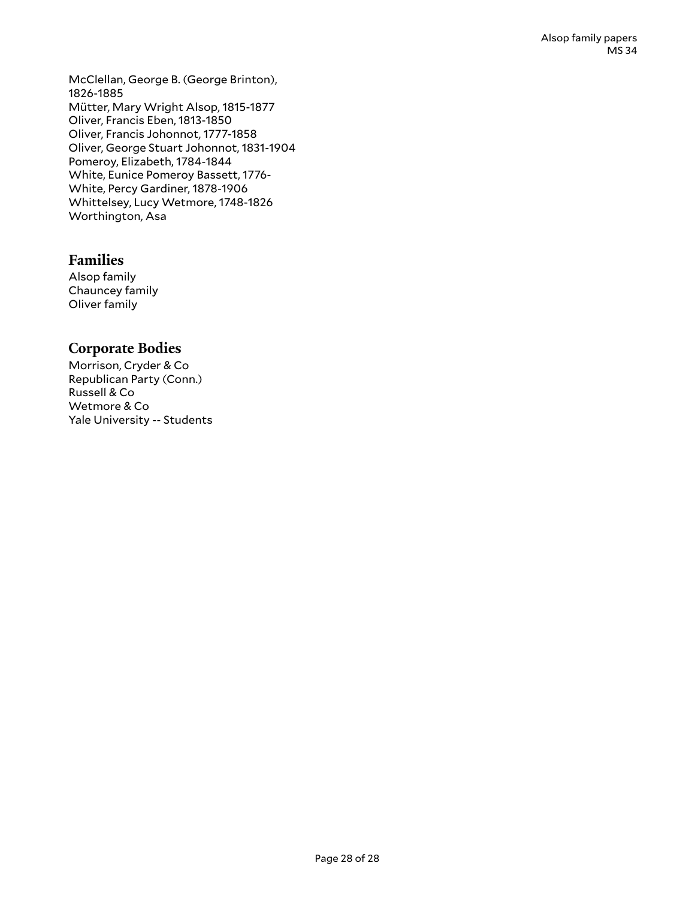McClellan, George B. (George Brinton), 1826-1885
Mütter, Mary Wright Alsop, 1815-1877
Oliver, Francis Eben, 1813-1850
Oliver, Francis Johonnot, 1777-1858
Oliver, George Stuart Johonnot, 1831-1904
Pomeroy, Elizabeth, 1784-1844
White, Eunice Pomeroy Bassett, 1776-
White, Percy Gardiner, 1878-1906
Whittelsey, Lucy Wetmore, 1748-1826
Worthington, Asa

## Families

Alsop family
Chauncey family
Oliver family

## Corporate Bodies

Morrison, Cryder & Co
Republican Party (Conn.)
Russell & Co
Wetmore & Co
Yale University -- Students